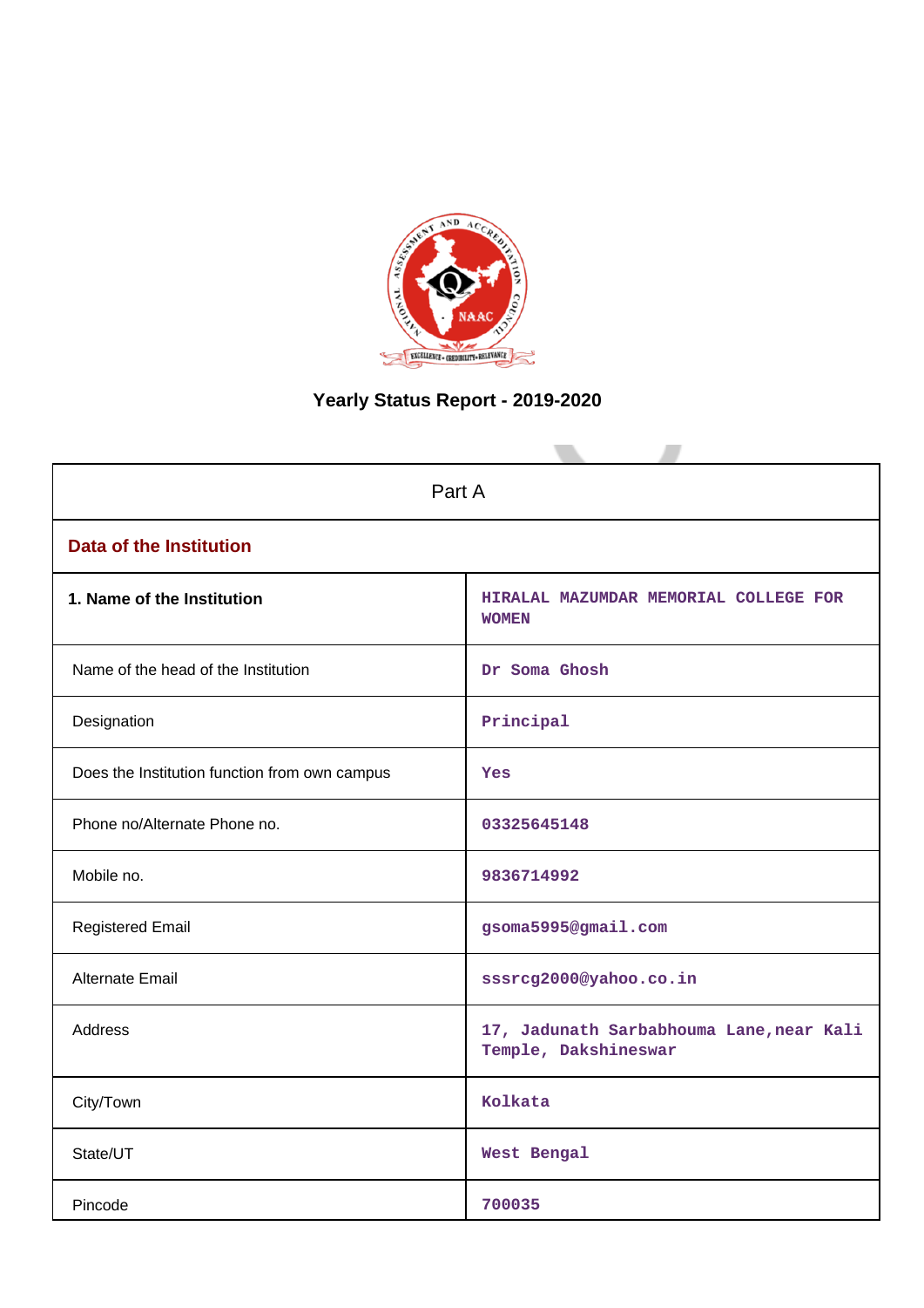# Yearly Status Report - 2019-2020

| Part A | |
|---|---|
| **Data of the Institution** | |
| **1. Name of the Institution** | HIRALAL MAZUMDAR MEMORIAL COLLEGE FOR WOMEN |
| Name of the head of the Institution | Dr Soma Ghosh |
| Designation | Principal |
| Does the Institution function from own campus | Yes |
| Phone no/Alternate Phone no. | 03325645148 |
| Mobile no. | 9836714992 |
| Registered Email | gsoma5995@gmail.com |
| Alternate Email | sssrcg2000@yahoo.co.in |
| Address | 17, Jadunath Sarbabhouma Lane,near Kali Temple, Dakshineswar |
| City/Town | Kolkata |
| State/UT | West Bengal |
| Pincode | 700035 |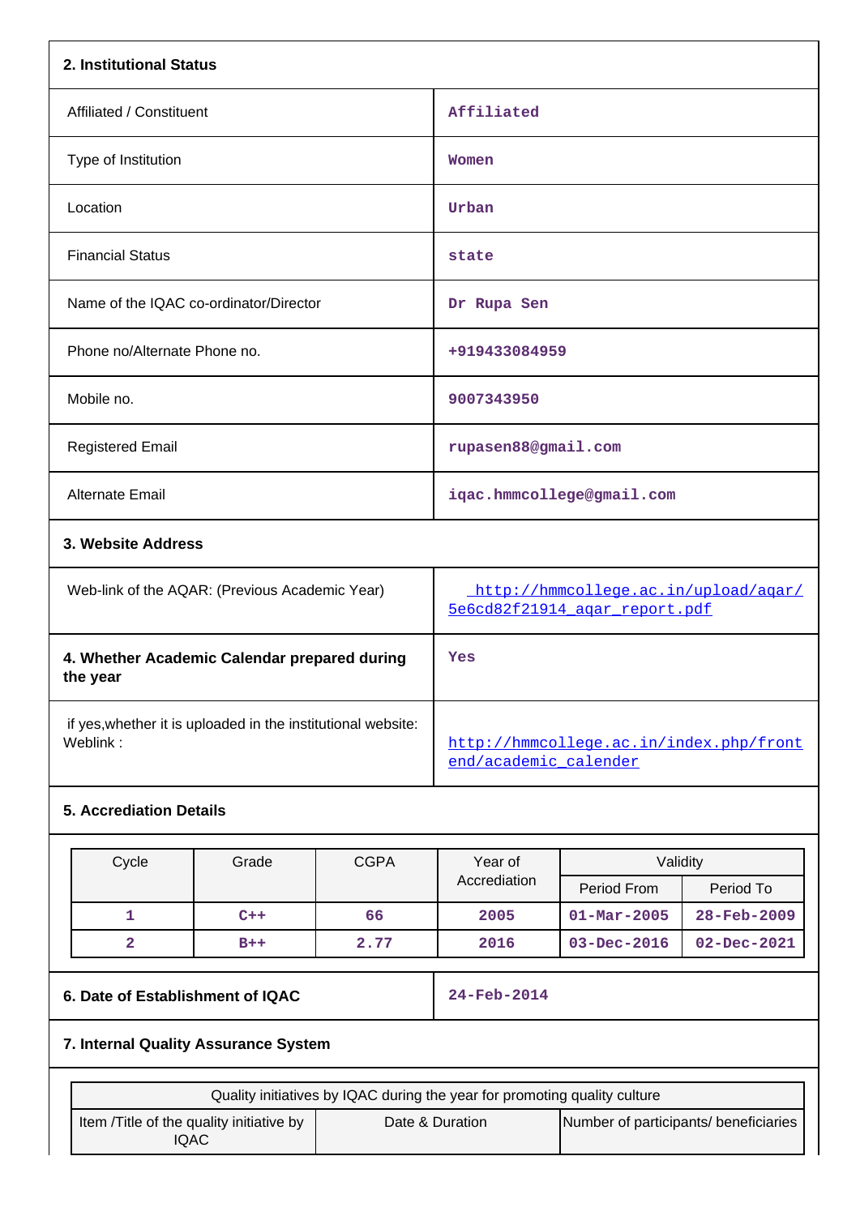## 2. Institutional Status

| | |
|---|---|
| Affiliated / Constituent | Affiliated |
| Type of Institution | Women |
| Location | Urban |
| Financial Status | state |
| Name of the IQAC co-ordinator/Director | Dr Rupa Sen |
| Phone no/Alternate Phone no. | +919433084959 |
| Mobile no. | 9007343950 |
| Registered Email | rupasen88@gmail.com |
| Alternate Email | iqac.hmmcollege@gmail.com |

## 3. Website Address

| | |
|---|---|
| Web-link of the AQAR: (Previous Academic Year) | http://hmmcollege.ac.in/upload/aqar/5e6cd82f21914_aqar_report.pdf |
| **4. Whether Academic Calendar prepared during the year** | Yes |
| if yes,whether it is uploaded in the institutional website: Weblink : | http://hmmcollege.ac.in/index.php/frontend/academic_calender |

## 5. Accrediation Details

| Cycle | Grade | CGPA | Year of Accrediation | Validity | |
|---|---|---|---|---|---|
| | | | | Period From | Period To |
| 1 | C++ | 66 | 2005 | 01-Mar-2005 | 28-Feb-2009 |
| 2 | B++ | 2.77 | 2016 | 03-Dec-2016 | 02-Dec-2021 |

| | |
|---|---|
| **6. Date of Establishment of IQAC** | 24-Feb-2014 |

## 7. Internal Quality Assurance System

| Quality initiatives by IQAC during the year for promoting quality culture | | |
|---|---|---|
| Item /Title of the quality initiative by IQAC | Date & Duration | Number of participants/ beneficiaries |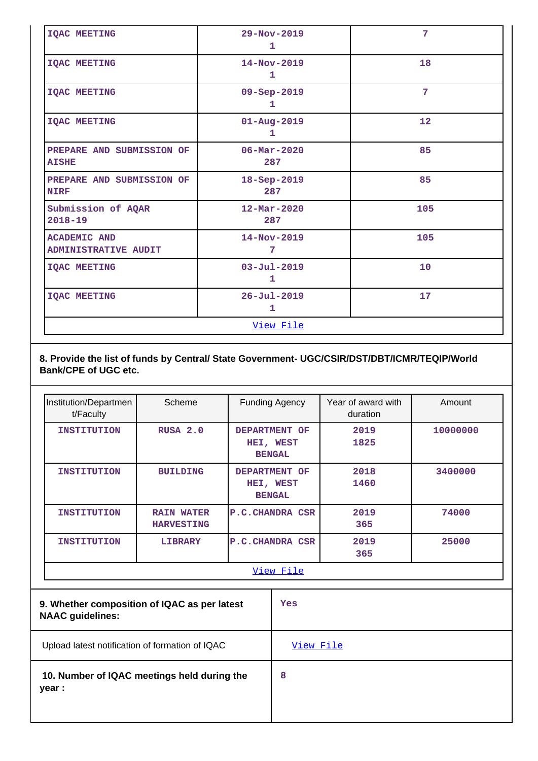| | | |
|---|---|---|
| IQAC MEETING | 29-Nov-2019<br>1 | 7 |
| IQAC MEETING | 14-Nov-2019<br>1 | 18 |
| IQAC MEETING | 09-Sep-2019<br>1 | 7 |
| IQAC MEETING | 01-Aug-2019<br>1 | 12 |
| PREPARE AND SUBMISSION OF AISHE | 06-Mar-2020<br>287 | 85 |
| PREPARE AND SUBMISSION OF NIRF | 18-Sep-2019<br>287 | 85 |
| Submission of AQAR 2018-19 | 12-Mar-2020<br>287 | 105 |
| ACADEMIC AND ADMINISTRATIVE AUDIT | 14-Nov-2019<br>7 | 105 |
| IQAC MEETING | 03-Jul-2019<br>1 | 10 |
| IQAC MEETING | 26-Jul-2019<br>1 | 17 |
| View File | | |

**8. Provide the list of funds by Central/ State Government- UGC/CSIR/DST/DBT/ICMR/TEQIP/World Bank/CPE of UGC etc.**

| Institution/Department/Faculty | Scheme | Funding Agency | Year of award with duration | Amount |
|---|---|---|---|---|
| INSTITUTION | RUSA 2.0 | DEPARTMENT OF HEI, WEST BENGAL | 2019<br>1825 | 10000000 |
| INSTITUTION | BUILDING | DEPARTMENT OF HEI, WEST BENGAL | 2018<br>1460 | 3400000 |
| INSTITUTION | RAIN WATER HARVESTING | P.C.CHANDRA CSR | 2019<br>365 | 74000 |
| INSTITUTION | LIBRARY | P.C.CHANDRA CSR | 2019<br>365 | 25000 |
| View File | | | | |

| | |
|---|---|
| **9. Whether composition of IQAC as per latest NAAC guidelines:** | Yes |
| Upload latest notification of formation of IQAC | View File |
| **10. Number of IQAC meetings held during the year :** | 8 |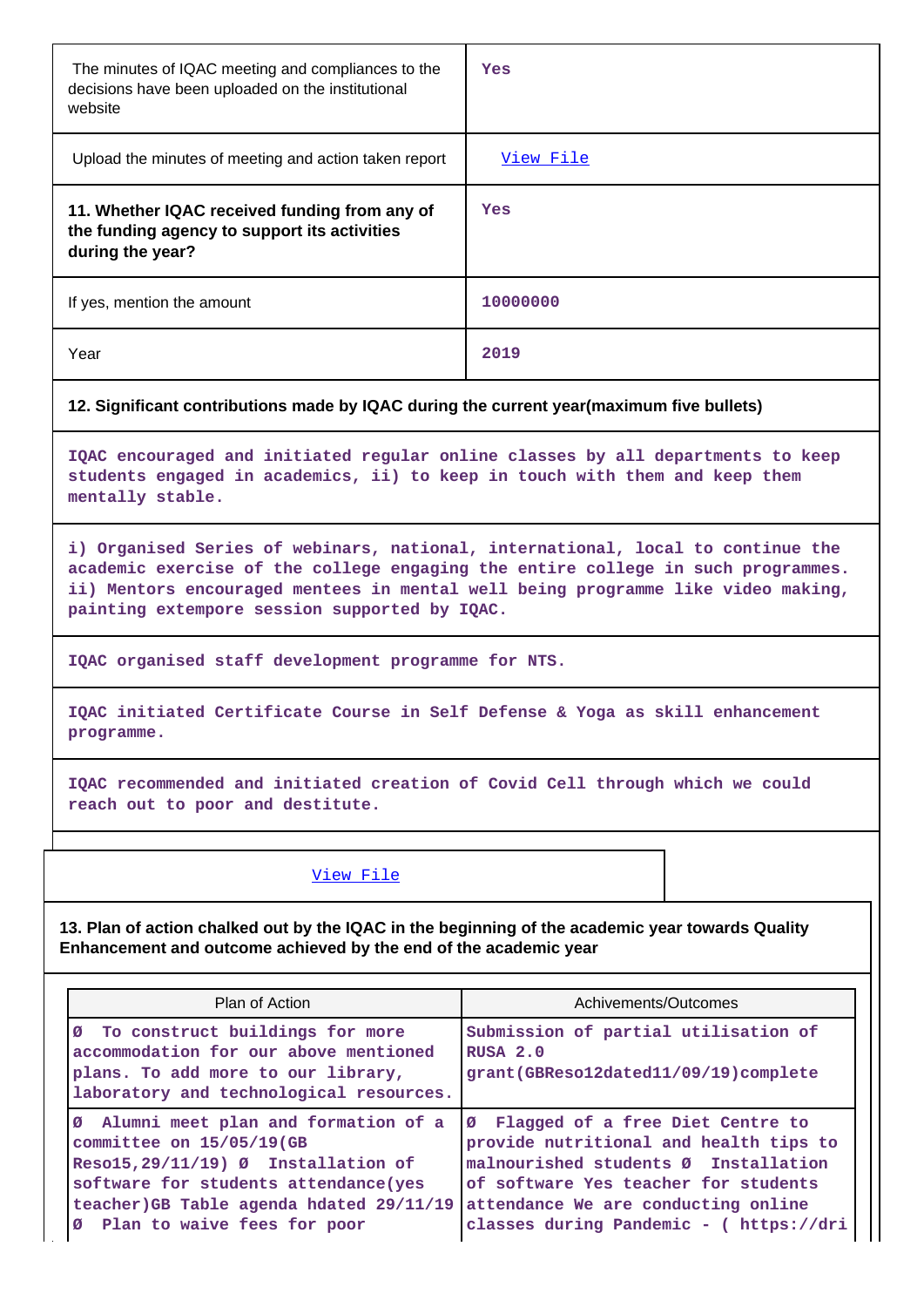| | |
|---|---|
| The minutes of IQAC meeting and compliances to the decisions have been uploaded on the institutional website | Yes |
| Upload the minutes of meeting and action taken report | View File |
| **11. Whether IQAC received funding from any of the funding agency to support its activities during the year?** | Yes |
| If yes, mention the amount | 10000000 |
| Year | 2019 |

**12. Significant contributions made by IQAC during the current year(maximum five bullets)**

IQAC encouraged and initiated regular online classes by all departments to keep students engaged in academics, ii) to keep in touch with them and keep them mentally stable.

i) Organised Series of webinars, national, international, local to continue the academic exercise of the college engaging the entire college in such programmes. ii) Mentors encouraged mentees in mental well being programme like video making, painting extempore session supported by IQAC.

IQAC organised staff development programme for NTS.

IQAC initiated Certificate Course in Self Defense & Yoga as skill enhancement programme.

IQAC recommended and initiated creation of Covid Cell through which we could reach out to poor and destitute.

View File

**13. Plan of action chalked out by the IQAC in the beginning of the academic year towards Quality Enhancement and outcome achieved by the end of the academic year**

| Plan of Action | Achivements/Outcomes |
|---|---|
| Ø To construct buildings for more accommodation for our above mentioned plans. To add more to our library, laboratory and technological resources. | Submission of partial utilisation of RUSA 2.0 grant(GBReso12dated11/09/19)complete |
| Ø Alumni meet plan and formation of a committee on 15/05/19(GB Reso15,29/11/19) Ø Installation of software for students attendance(yes teacher)GB Table agenda hdated 29/11/19 Ø Plan to waive fees for poor | Ø Flagged of a free Diet Centre to provide nutritional and health tips to malnourished students Ø Installation of software Yes teacher for students attendance We are conducting online classes during Pandemic - ( https://dri |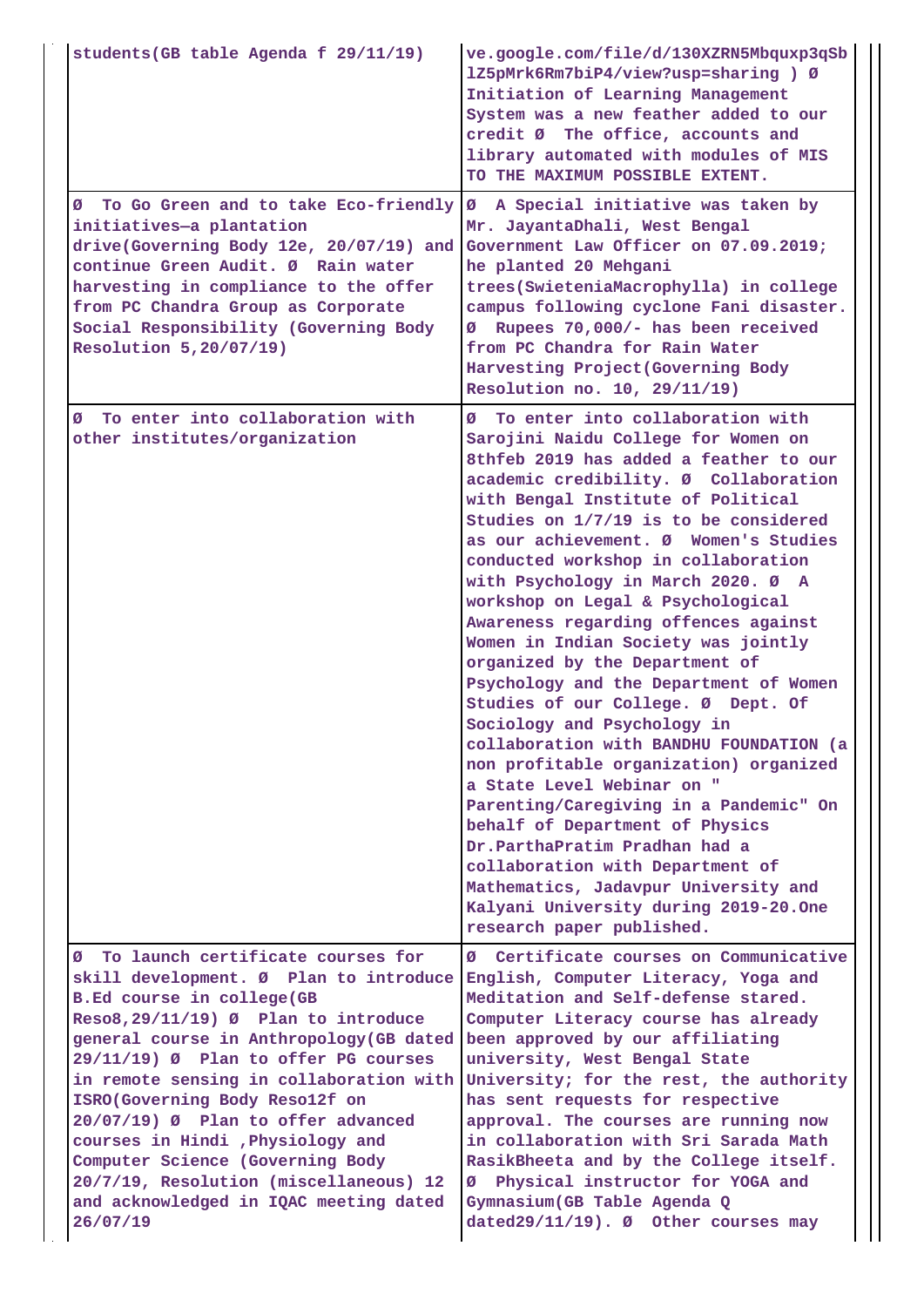| | |
|---|---|
| students(GB table Agenda f 29/11/19) | ve.google.com/file/d/130XZRN5Mbquxp3qSb1Z5pMrk6Rm7biP4/view?usp=sharing ) Ø Initiation of Learning Management System was a new feather added to our credit Ø The office, accounts and library automated with modules of MIS TO THE MAXIMUM POSSIBLE EXTENT. |
| Ø To Go Green and to take Eco-friendly initiatives—a plantation drive(Governing Body 12e, 20/07/19) and continue Green Audit. Ø Rain water harvesting in compliance to the offer from PC Chandra Group as Corporate Social Responsibility (Governing Body Resolution 5,20/07/19) | Ø A Special initiative was taken by Mr. JayantaDhali, West Bengal Government Law Officer on 07.09.2019; he planted 20 Mehgani trees(SwieteniaMacrophylla) in college campus following cyclone Fani disaster. Ø Rupees 70,000/- has been received from PC Chandra for Rain Water Harvesting Project(Governing Body Resolution no. 10, 29/11/19) |
| Ø To enter into collaboration with other institutes/organization | Ø To enter into collaboration with Sarojini Naidu College for Women on 8thfeb 2019 has added a feather to our academic credibility. Ø Collaboration with Bengal Institute of Political Studies on 1/7/19 is to be considered as our achievement. Ø Women's Studies conducted workshop in collaboration with Psychology in March 2020. Ø A workshop on Legal & Psychological Awareness regarding offences against Women in Indian Society was jointly organized by the Department of Psychology and the Department of Women Studies of our College. Ø Dept. Of Sociology and Psychology in collaboration with BANDHU FOUNDATION (a non profitable organization) organized a State Level Webinar on " Parenting/Caregiving in a Pandemic" On behalf of Department of Physics Dr.ParthaPratim Pradhan had a collaboration with Department of Mathematics, Jadavpur University and Kalyani University during 2019-20.One research paper published. |
| Ø To launch certificate courses for skill development. Ø Plan to introduce B.Ed course in college(GB Reso8,29/11/19) Ø Plan to introduce general course in Anthropology(GB dated 29/11/19) Ø Plan to offer PG courses in remote sensing in collaboration with ISRO(Governing Body Reso12f on 20/07/19) Ø Plan to offer advanced courses in Hindi ,Physiology and Computer Science (Governing Body 20/7/19, Resolution (miscellaneous) 12 and acknowledged in IQAC meeting dated 26/07/19 | Ø Certificate courses on Communicative English, Computer Literacy, Yoga and Meditation and Self-defense stared. Computer Literacy course has already been approved by our affiliating university, West Bengal State University; for the rest, the authority has sent requests for respective approval. The courses are running now in collaboration with Sri Sarada Math RasikBheeta and by the College itself. Ø Physical instructor for YOGA and Gymnasium(GB Table Agenda Q dated29/11/19). Ø Other courses may |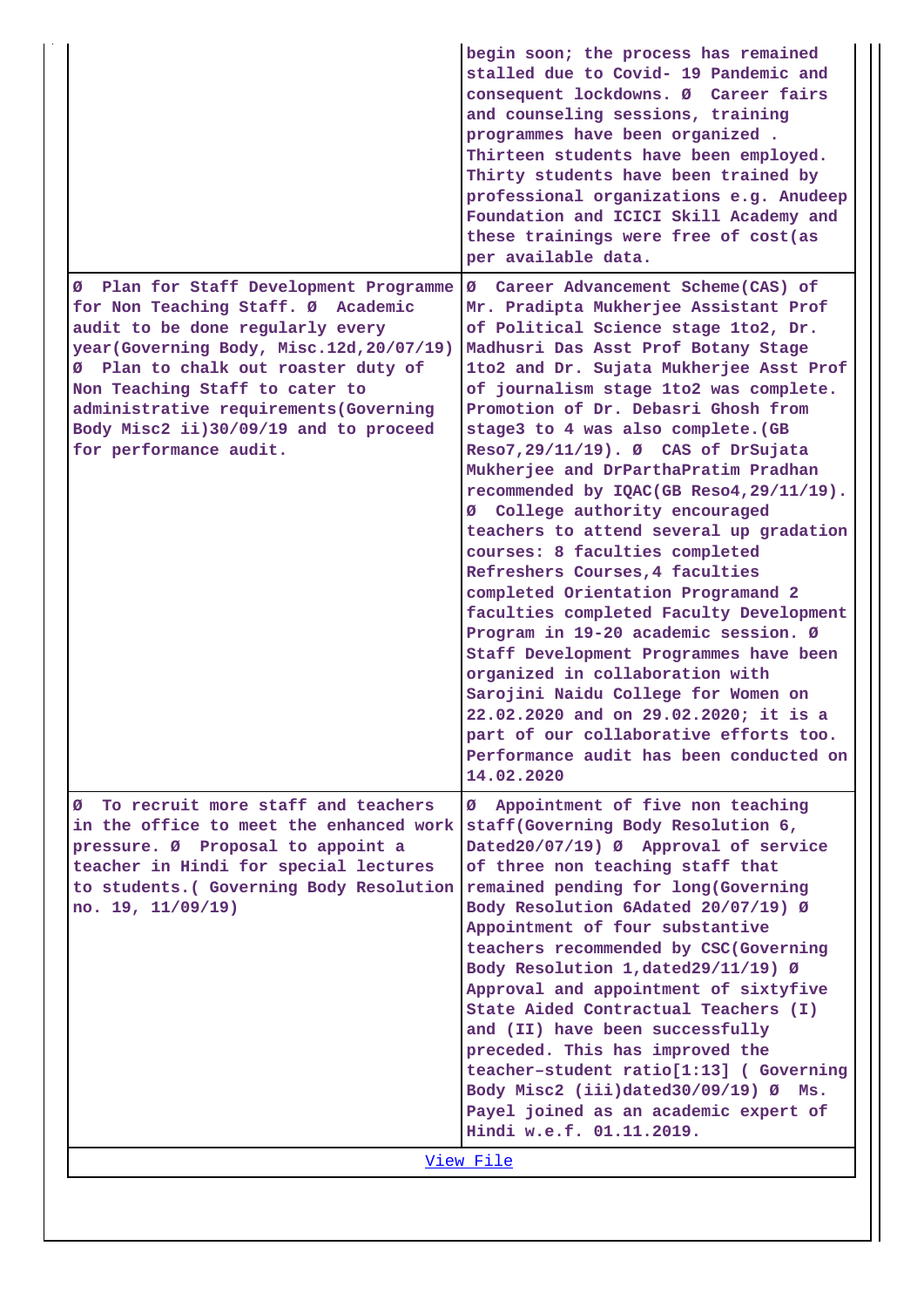| | |
|---|---|
| | begin soon; the process has remained stalled due to Covid- 19 Pandemic and consequent lockdowns. Ø Career fairs and counseling sessions, training programmes have been organized . Thirteen students have been employed. Thirty students have been trained by professional organizations e.g. Anudeep Foundation and ICICI Skill Academy and these trainings were free of cost(as per available data. |
| Ø Plan for Staff Development Programme for Non Teaching Staff. Ø Academic audit to be done regularly every year(Governing Body, Misc.12d,20/07/19) Ø Plan to chalk out roaster duty of Non Teaching Staff to cater to administrative requirements(Governing Body Misc2 ii)30/09/19 and to proceed for performance audit. | Ø Career Advancement Scheme(CAS) of Mr. Pradipta Mukherjee Assistant Prof of Political Science stage 1to2, Dr. Madhusri Das Asst Prof Botany Stage 1to2 and Dr. Sujata Mukherjee Asst Prof of journalism stage 1to2 was complete. Promotion of Dr. Debasri Ghosh from stage3 to 4 was also complete.(GB Reso7,29/11/19). Ø CAS of DrSujata Mukherjee and DrParthaPratim Pradhan recommended by IQAC(GB Reso4,29/11/19). Ø College authority encouraged teachers to attend several up gradation courses: 8 faculties completed Refreshers Courses,4 faculties completed Orientation Programand 2 faculties completed Faculty Development Program in 19-20 academic session. Ø Staff Development Programmes have been organized in collaboration with Sarojini Naidu College for Women on 22.02.2020 and on 29.02.2020; it is a part of our collaborative efforts too. Performance audit has been conducted on 14.02.2020 |
| Ø To recruit more staff and teachers in the office to meet the enhanced work pressure. Ø Proposal to appoint a teacher in Hindi for special lectures to students.( Governing Body Resolution no. 19, 11/09/19) | Ø Appointment of five non teaching staff(Governing Body Resolution 6, Dated20/07/19) Ø Approval of service of three non teaching staff that remained pending for long(Governing Body Resolution 6Adated 20/07/19) Ø Appointment of four substantive teachers recommended by CSC(Governing Body Resolution 1,dated29/11/19) Ø Approval and appointment of sixtyfive State Aided Contractual Teachers (I) and (II) have been successfully preceded. This has improved the teacher-student ratio[1:13] ( Governing Body Misc2 (iii)dated30/09/19) Ø Ms. Payel joined as an academic expert of Hindi w.e.f. 01.11.2019. |

View File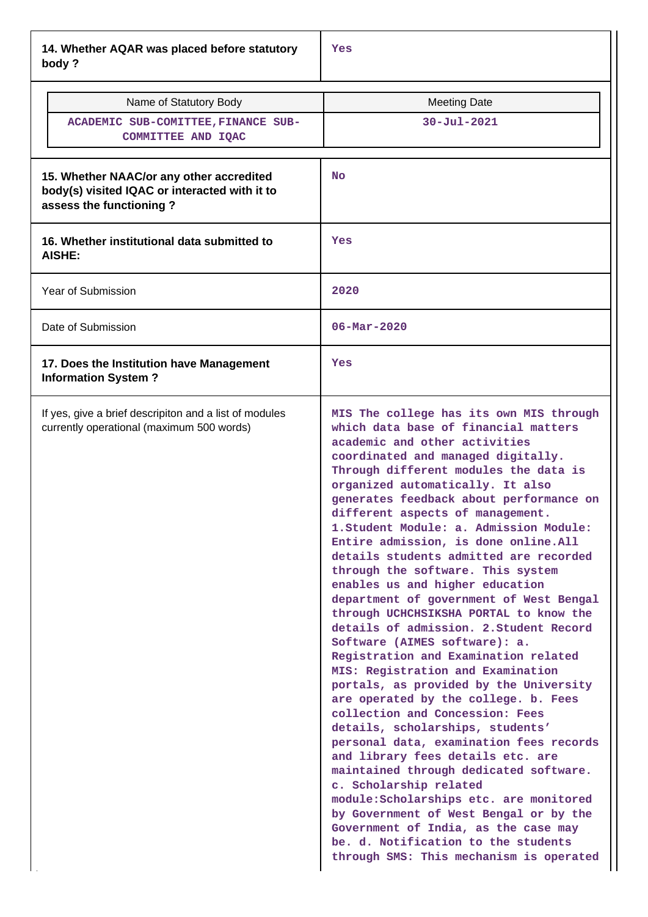| 14. Whether AQAR was placed before statutory body ? | Yes |
|---|---|

| Name of Statutory Body | Meeting Date |
|---|---|
| ACADEMIC SUB-COMITTEE,FINANCE SUB-COMMITTEE AND IQAC | 30-Jul-2021 |

| 15. Whether NAAC/or any other accredited body(s) visited IQAC or interacted with it to assess the functioning ? | No |
|---|---|
| 16. Whether institutional data submitted to AISHE: | Yes |
| Year of Submission | 2020 |
| Date of Submission | 06-Mar-2020 |
| 17. Does the Institution have Management Information System ? | Yes |
| If yes, give a brief descripiton and a list of modules currently operational (maximum 500 words) | MIS The college has its own MIS through which data base of financial matters academic and other activities coordinated and managed digitally. Through different modules the data is organized automatically. It also generates feedback about performance on different aspects of management. 1.Student Module: a. Admission Module: Entire admission, is done online.All details students admitted are recorded through the software. This system enables us and higher education department of government of West Bengal through UCHCHSIKSHA PORTAL to know the details of admission. 2.Student Record Software (AIMES software): a. Registration and Examination related MIS: Registration and Examination portals, as provided by the University are operated by the college. b. Fees collection and Concession: Fees details, scholarships, students' personal data, examination fees records and library fees details etc. are maintained through dedicated software. c. Scholarship related module:Scholarships etc. are monitored by Government of West Bengal or by the Government of India, as the case may be. d. Notification to the students through SMS: This mechanism is operated |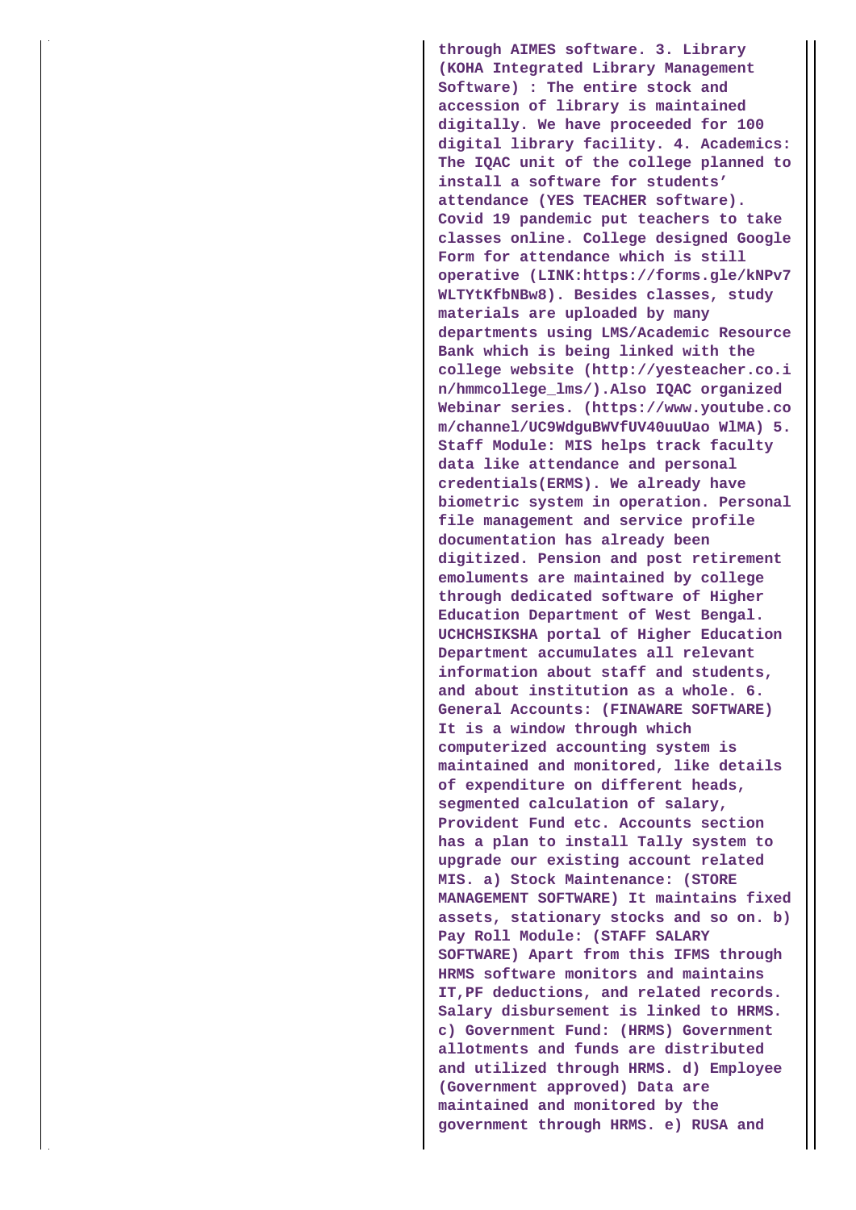through AIMES software. 3. Library (KOHA Integrated Library Management Software) : The entire stock and accession of library is maintained digitally. We have proceeded for 100 digital library facility. 4. Academics: The IQAC unit of the college planned to install a software for students' attendance (YES TEACHER software). Covid 19 pandemic put teachers to take classes online. College designed Google Form for attendance which is still operative (LINK:https://forms.gle/kNPv7WLTYtKfbNBw8). Besides classes, study materials are uploaded by many departments using LMS/Academic Resource Bank which is being linked with the college website (http://yesteacher.co.in/hmmcollege_lms/).Also IQAC organized Webinar series. (https://www.youtube.com/channel/UC9WdguBWVfUV40uuUao WlMA) 5. Staff Module: MIS helps track faculty data like attendance and personal credentials(ERMS). We already have biometric system in operation. Personal file management and service profile documentation has already been digitized. Pension and post retirement emoluments are maintained by college through dedicated software of Higher Education Department of West Bengal. UCHCHSIKSHA portal of Higher Education Department accumulates all relevant information about staff and students, and about institution as a whole. 6. General Accounts: (FINAWARE SOFTWARE) It is a window through which computerized accounting system is maintained and monitored, like details of expenditure on different heads, segmented calculation of salary, Provident Fund etc. Accounts section has a plan to install Tally system to upgrade our existing account related MIS. a) Stock Maintenance: (STORE MANAGEMENT SOFTWARE) It maintains fixed assets, stationary stocks and so on. b) Pay Roll Module: (STAFF SALARY SOFTWARE) Apart from this IFMS through HRMS software monitors and maintains IT,PF deductions, and related records. Salary disbursement is linked to HRMS. c) Government Fund: (HRMS) Government allotments and funds are distributed and utilized through HRMS. d) Employee (Government approved) Data are maintained and monitored by the government through HRMS. e) RUSA and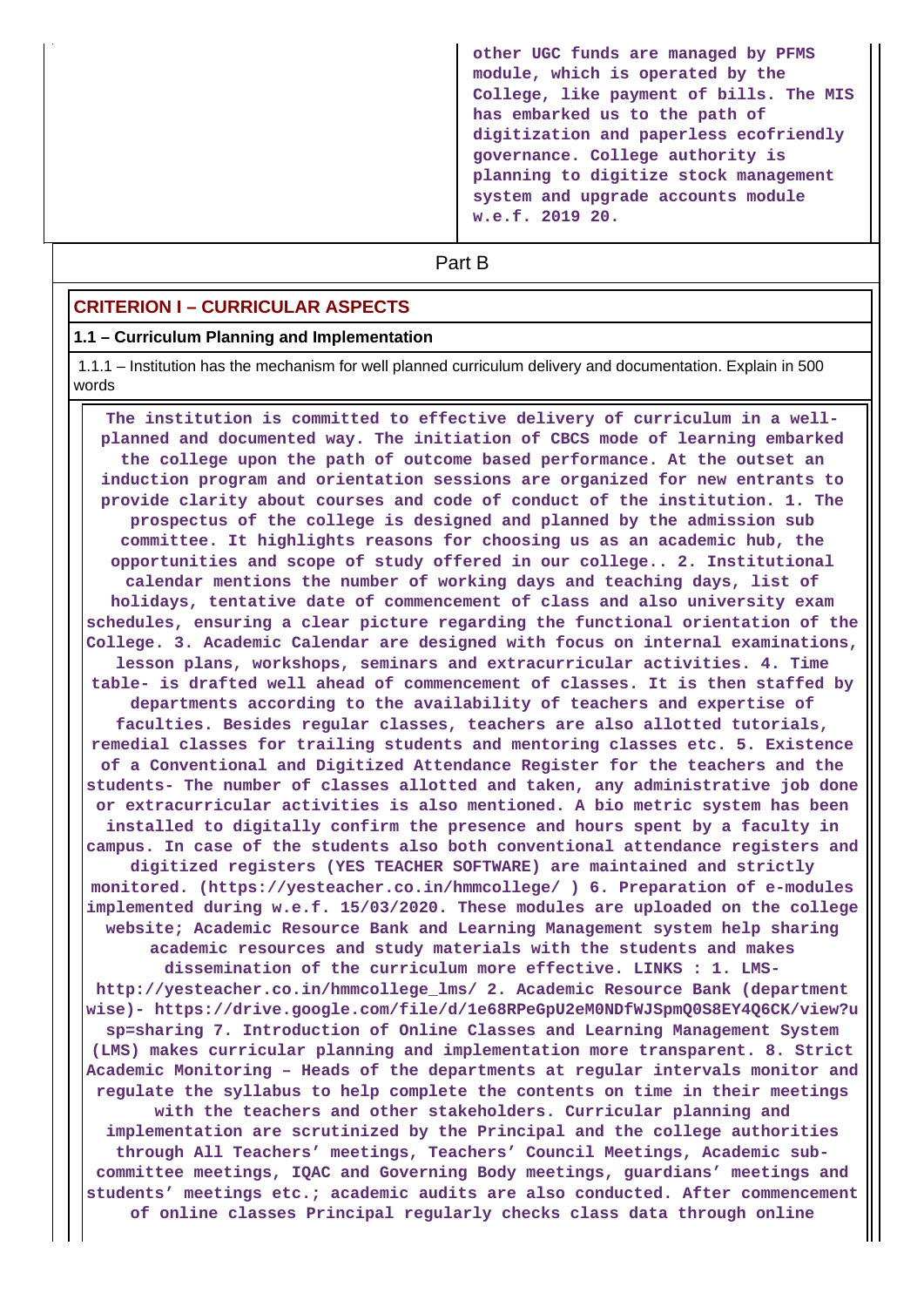| | other UGC funds are managed by PFMS module, which is operated by the College, like payment of bills. The MIS has embarked us to the path of digitization and paperless ecofriendly governance. College authority is planning to digitize stock management system and upgrade accounts module w.e.f. 2019 20. |
|---|---|

## Part B

### CRITERION I – CURRICULAR ASPECTS

**1.1 – Curriculum Planning and Implementation**

1.1.1 – Institution has the mechanism for well planned curriculum delivery and documentation. Explain in 500 words

**The institution is committed to effective delivery of curriculum in a well-planned and documented way. The initiation of CBCS mode of learning embarked the college upon the path of outcome based performance. At the outset an induction program and orientation sessions are organized for new entrants to provide clarity about courses and code of conduct of the institution. 1. The prospectus of the college is designed and planned by the admission sub committee. It highlights reasons for choosing us as an academic hub, the opportunities and scope of study offered in our college.. 2. Institutional calendar mentions the number of working days and teaching days, list of holidays, tentative date of commencement of class and also university exam schedules, ensuring a clear picture regarding the functional orientation of the College. 3. Academic Calendar are designed with focus on internal examinations, lesson plans, workshops, seminars and extracurricular activities. 4. Time table- is drafted well ahead of commencement of classes. It is then staffed by departments according to the availability of teachers and expertise of faculties. Besides regular classes, teachers are also allotted tutorials, remedial classes for trailing students and mentoring classes etc. 5. Existence of a Conventional and Digitized Attendance Register for the teachers and the students- The number of classes allotted and taken, any administrative job done or extracurricular activities is also mentioned. A bio metric system has been installed to digitally confirm the presence and hours spent by a faculty in campus. In case of the students also both conventional attendance registers and digitized registers (YES TEACHER SOFTWARE) are maintained and strictly monitored. (https://yesteacher.co.in/hmmcollege/ ) 6. Preparation of e-modules implemented during w.e.f. 15/03/2020. These modules are uploaded on the college website; Academic Resource Bank and Learning Management system help sharing academic resources and study materials with the students and makes dissemination of the curriculum more effective. LINKS : 1. LMS- http://yesteacher.co.in/hmmcollege_lms/ 2. Academic Resource Bank (department wise)- https://drive.google.com/file/d/1e68RPeGpU2eM0NDfWJSpmQ0S8EY4Q6CK/view?usp=sharing 7. Introduction of Online Classes and Learning Management System (LMS) makes curricular planning and implementation more transparent. 8. Strict Academic Monitoring – Heads of the departments at regular intervals monitor and regulate the syllabus to help complete the contents on time in their meetings with the teachers and other stakeholders. Curricular planning and implementation are scrutinized by the Principal and the college authorities through All Teachers' meetings, Teachers' Council Meetings, Academic sub-committee meetings, IQAC and Governing Body meetings, guardians' meetings and students' meetings etc.; academic audits are also conducted. After commencement of online classes Principal regularly checks class data through online**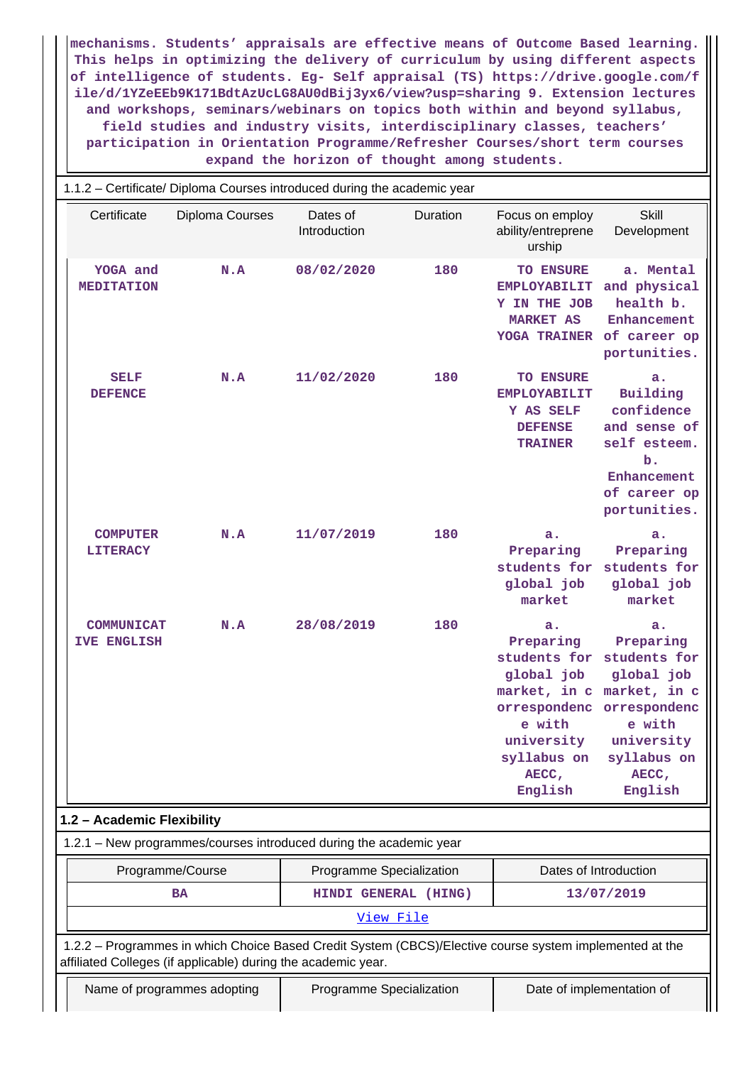mechanisms. Students' appraisals are effective means of Outcome Based learning. This helps in optimizing the delivery of curriculum by using different aspects of intelligence of students. Eg- Self appraisal (TS) https://drive.google.com/file/d/1YZeEEb9K171BdtAzUcLG8AU0dBij3yx6/view?usp=sharing 9. Extension lectures and workshops, seminars/webinars on topics both within and beyond syllabus, field studies and industry visits, interdisciplinary classes, teachers' participation in Orientation Programme/Refresher Courses/short term courses expand the horizon of thought among students.

1.1.2 – Certificate/ Diploma Courses introduced during the academic year

| Certificate | Diploma Courses | Dates of Introduction | Duration | Focus on employ ability/entreprene urship | Skill Development |
|---|---|---|---|---|---|
| YOGA and MEDITATION | N.A | 08/02/2020 | 180 | TO ENSURE EMPLOYABILITY IN THE JOB MARKET AS YOGA TRAINER | a. Mental and physical health b. Enhancement of career opportunities. |
| SELF DEFENCE | N.A | 11/02/2020 | 180 | TO ENSURE EMPLOYABILITY AS SELF DEFENSE TRAINER | a. Building confidence and sense of self esteem. b. Enhancement of career opportunities. |
| COMPUTER LITERACY | N.A | 11/07/2019 | 180 | a. Preparing students for global job market | a. Preparing students for global job market |
| COMMUNICATIVE ENGLISH | N.A | 28/08/2019 | 180 | a. Preparing students for global job market, in correspondence with university syllabus on AECC, English | a. Preparing students for global job market, in correspondence with university syllabus on AECC, English |

**1.2 – Academic Flexibility**

1.2.1 – New programmes/courses introduced during the academic year

| Programme/Course | Programme Specialization | Dates of Introduction |
|---|---|---|
| BA | HINDI GENERAL (HING) | 13/07/2019 |

View File

1.2.2 – Programmes in which Choice Based Credit System (CBCS)/Elective course system implemented at the affiliated Colleges (if applicable) during the academic year.

| Name of programmes adopting | Programme Specialization | Date of implementation of |
|---|---|---|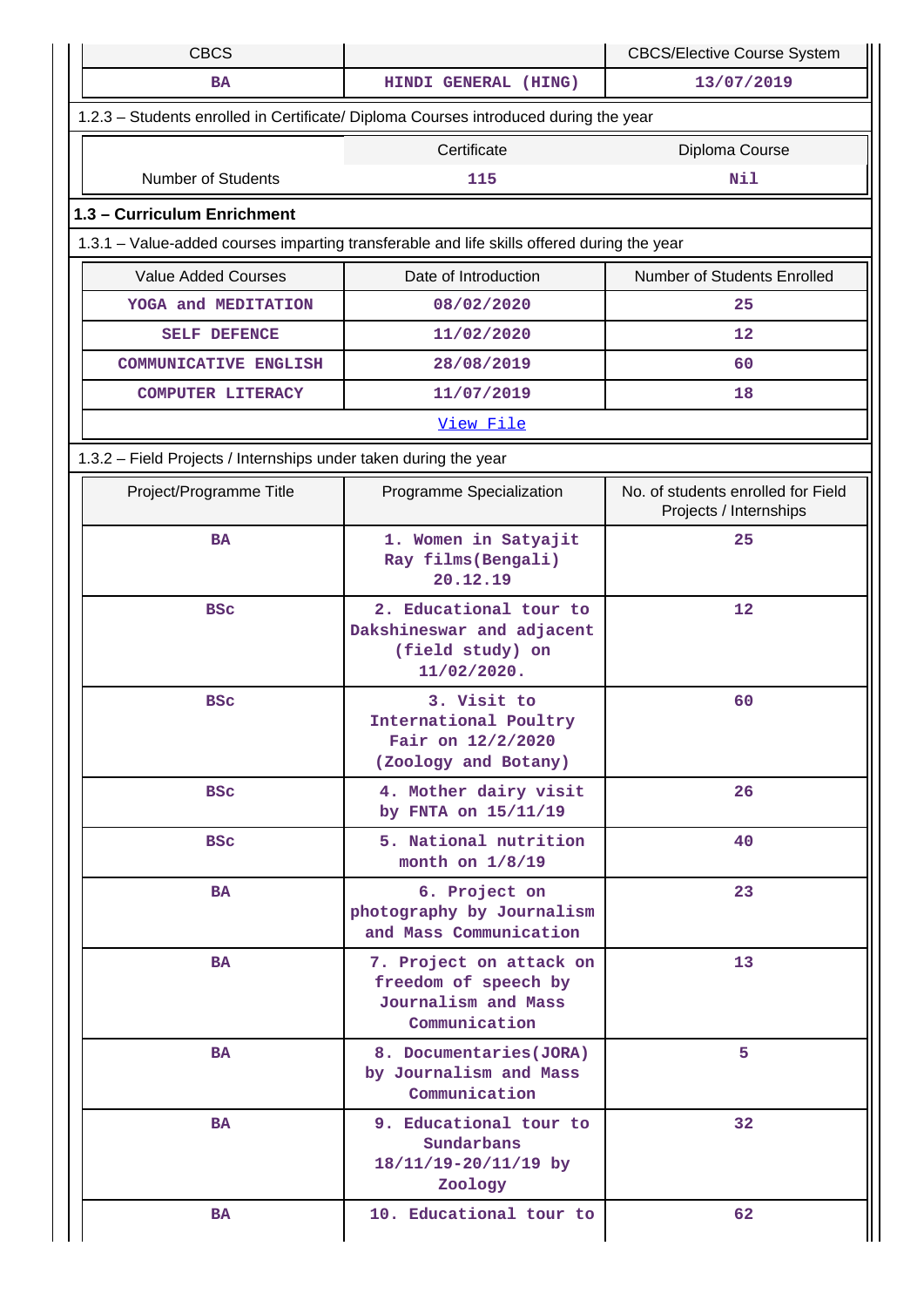| CBCS | | CBCS/Elective Course System |
|---|---|---|
| BA | HINDI GENERAL (HING) | 13/07/2019 |

1.2.3 – Students enrolled in Certificate/ Diploma Courses introduced during the year

| | Certificate | Diploma Course |
|---|---|---|
| Number of Students | 115 | Nil |

## 1.3 – Curriculum Enrichment

1.3.1 – Value-added courses imparting transferable and life skills offered during the year

| Value Added Courses | Date of Introduction | Number of Students Enrolled |
|---|---|---|
| YOGA and MEDITATION | 08/02/2020 | 25 |
| SELF DEFENCE | 11/02/2020 | 12 |
| COMMUNICATIVE ENGLISH | 28/08/2019 | 60 |
| COMPUTER LITERACY | 11/07/2019 | 18 |
| View File | | |

1.3.2 – Field Projects / Internships under taken during the year

| Project/Programme Title | Programme Specialization | No. of students enrolled for Field Projects / Internships |
|---|---|---|
| BA | 1. Women in Satyajit Ray films(Bengali) 20.12.19 | 25 |
| BSc | 2. Educational tour to Dakshineswar and adjacent (field study) on 11/02/2020. | 12 |
| BSc | 3. Visit to International Poultry Fair on 12/2/2020 (Zoology and Botany) | 60 |
| BSc | 4. Mother dairy visit by FNTA on 15/11/19 | 26 |
| BSc | 5. National nutrition month on 1/8/19 | 40 |
| BA | 6. Project on photography by Journalism and Mass Communication | 23 |
| BA | 7. Project on attack on freedom of speech by Journalism and Mass Communication | 13 |
| BA | 8. Documentaries(JORA) by Journalism and Mass Communication | 5 |
| BA | 9. Educational tour to Sundarbans 18/11/19-20/11/19 by Zoology | 32 |
| BA | 10. Educational tour to | 62 |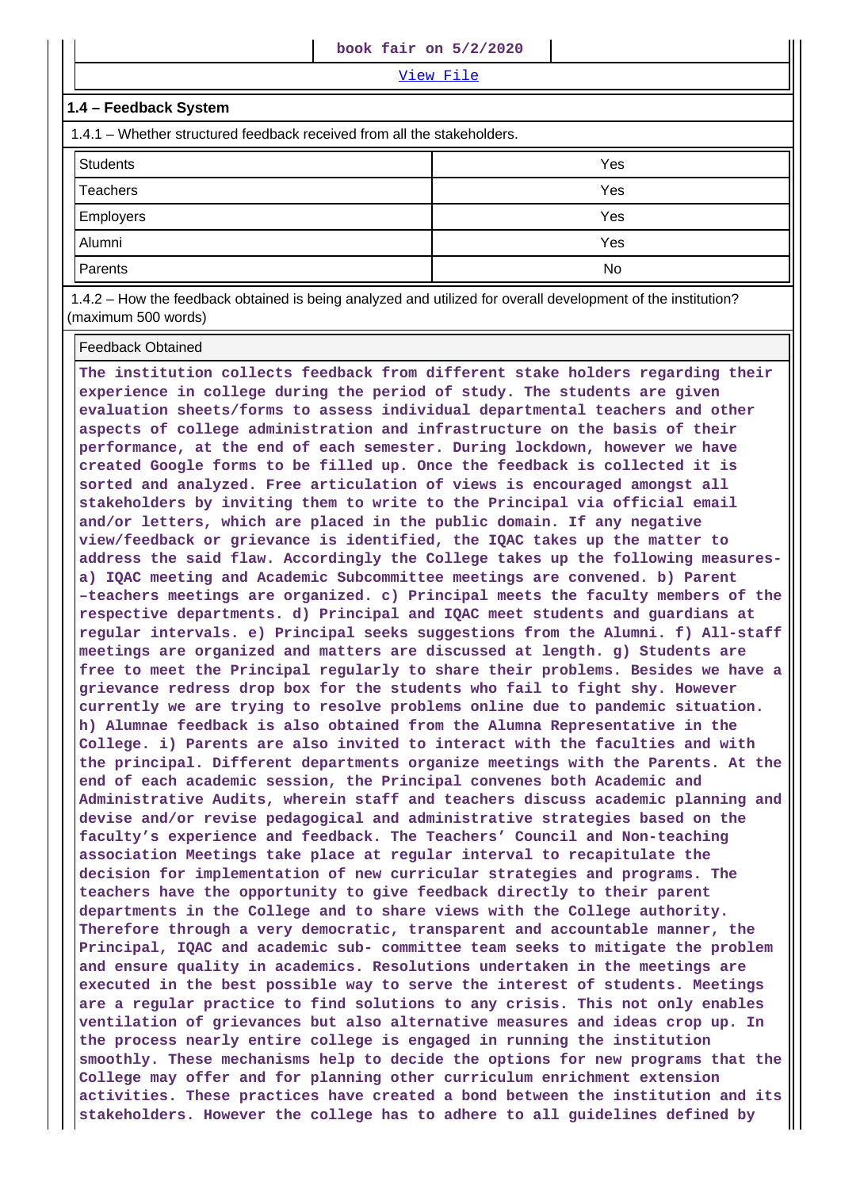| | book fair on 5/2/2020 | |
|---|---|---|

View File

### 1.4 – Feedback System

1.4.1 – Whether structured feedback received from all the stakeholders.

| Students | Yes |
|---|---|
| Teachers | Yes |
| Employers | Yes |
| Alumni | Yes |
| Parents | No |

1.4.2 – How the feedback obtained is being analyzed and utilized for overall development of the institution? (maximum 500 words)

Feedback Obtained

**The institution collects feedback from different stake holders regarding their experience in college during the period of study. The students are given evaluation sheets/forms to assess individual departmental teachers and other aspects of college administration and infrastructure on the basis of their performance, at the end of each semester. During lockdown, however we have created Google forms to be filled up. Once the feedback is collected it is sorted and analyzed. Free articulation of views is encouraged amongst all stakeholders by inviting them to write to the Principal via official email and/or letters, which are placed in the public domain. If any negative view/feedback or grievance is identified, the IQAC takes up the matter to address the said flaw. Accordingly the College takes up the following measures- a) IQAC meeting and Academic Subcommittee meetings are convened. b) Parent –teachers meetings are organized. c) Principal meets the faculty members of the respective departments. d) Principal and IQAC meet students and guardians at regular intervals. e) Principal seeks suggestions from the Alumni. f) All-staff meetings are organized and matters are discussed at length. g) Students are free to meet the Principal regularly to share their problems. Besides we have a grievance redress drop box for the students who fail to fight shy. However currently we are trying to resolve problems online due to pandemic situation. h) Alumnae feedback is also obtained from the Alumna Representative in the College. i) Parents are also invited to interact with the faculties and with the principal. Different departments organize meetings with the Parents. At the end of each academic session, the Principal convenes both Academic and Administrative Audits, wherein staff and teachers discuss academic planning and devise and/or revise pedagogical and administrative strategies based on the faculty's experience and feedback. The Teachers' Council and Non-teaching association Meetings take place at regular interval to recapitulate the decision for implementation of new curricular strategies and programs. The teachers have the opportunity to give feedback directly to their parent departments in the College and to share views with the College authority. Therefore through a very democratic, transparent and accountable manner, the Principal, IQAC and academic sub- committee team seeks to mitigate the problem and ensure quality in academics. Resolutions undertaken in the meetings are executed in the best possible way to serve the interest of students. Meetings are a regular practice to find solutions to any crisis. This not only enables ventilation of grievances but also alternative measures and ideas crop up. In the process nearly entire college is engaged in running the institution smoothly. These mechanisms help to decide the options for new programs that the College may offer and for planning other curriculum enrichment extension activities. These practices have created a bond between the institution and its stakeholders. However the college has to adhere to all guidelines defined by**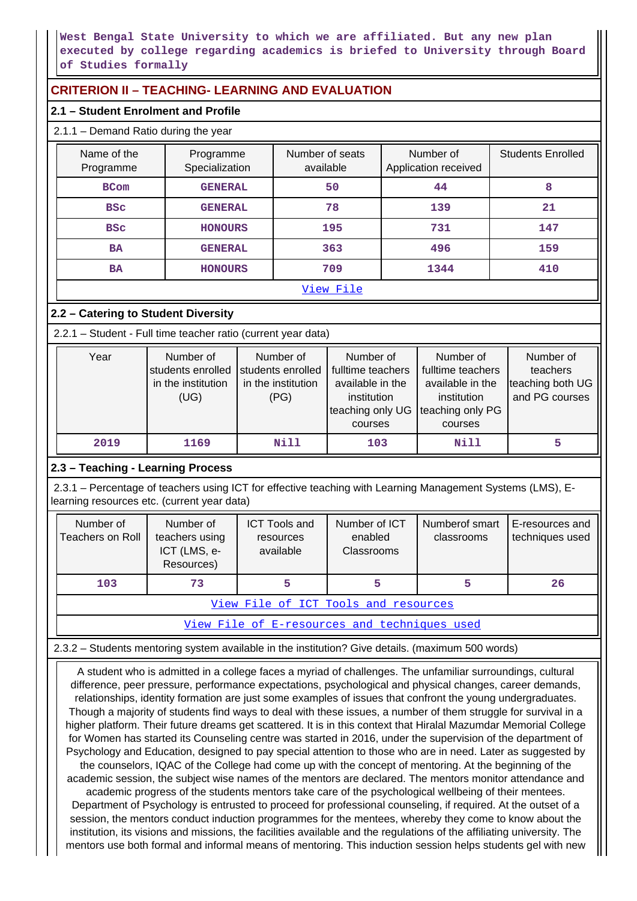West Bengal State University to which we are affiliated. But any new plan executed by college regarding academics is briefed to University through Board of Studies formally

## CRITERION II – TEACHING- LEARNING AND EVALUATION

### 2.1 – Student Enrolment and Profile

2.1.1 – Demand Ratio during the year

| Name of the Programme | Programme Specialization | Number of seats available | Number of Application received | Students Enrolled |
|---|---|---|---|---|
| BCom | GENERAL | 50 | 44 | 8 |
| BSc | GENERAL | 78 | 139 | 21 |
| BSc | HONOURS | 195 | 731 | 147 |
| BA | GENERAL | 363 | 496 | 159 |
| BA | HONOURS | 709 | 1344 | 410 |

View File

### 2.2 – Catering to Student Diversity

2.2.1 – Student - Full time teacher ratio (current year data)

| Year | Number of students enrolled in the institution (UG) | Number of students enrolled in the institution (PG) | Number of fulltime teachers available in the institution teaching only UG courses | Number of fulltime teachers available in the institution teaching only PG courses | Number of teachers teaching both UG and PG courses |
|---|---|---|---|---|---|
| 2019 | 1169 | Nill | 103 | Nill | 5 |

### 2.3 – Teaching - Learning Process

2.3.1 – Percentage of teachers using ICT for effective teaching with Learning Management Systems (LMS), E-learning resources etc. (current year data)

| Number of Teachers on Roll | Number of teachers using ICT (LMS, e-Resources) | ICT Tools and resources available | Number of ICT enabled Classrooms | Numberof smart classrooms | E-resources and techniques used |
|---|---|---|---|---|---|
| 103 | 73 | 5 | 5 | 5 | 26 |

View File of ICT Tools and resources

View File of E-resources and techniques used

2.3.2 – Students mentoring system available in the institution? Give details. (maximum 500 words)

A student who is admitted in a college faces a myriad of challenges. The unfamiliar surroundings, cultural difference, peer pressure, performance expectations, psychological and physical changes, career demands, relationships, identity formation are just some examples of issues that confront the young undergraduates. Though a majority of students find ways to deal with these issues, a number of them struggle for survival in a higher platform. Their future dreams get scattered. It is in this context that Hiralal Mazumdar Memorial College for Women has started its Counseling centre was started in 2016, under the supervision of the department of Psychology and Education, designed to pay special attention to those who are in need. Later as suggested by the counselors, IQAC of the College had come up with the concept of mentoring. At the beginning of the academic session, the subject wise names of the mentors are declared. The mentors monitor attendance and academic progress of the students mentors take care of the psychological wellbeing of their mentees. Department of Psychology is entrusted to proceed for professional counseling, if required. At the outset of a session, the mentors conduct induction programmes for the mentees, whereby they come to know about the institution, its visions and missions, the facilities available and the regulations of the affiliating university. The mentors use both formal and informal means of mentoring. This induction session helps students gel with new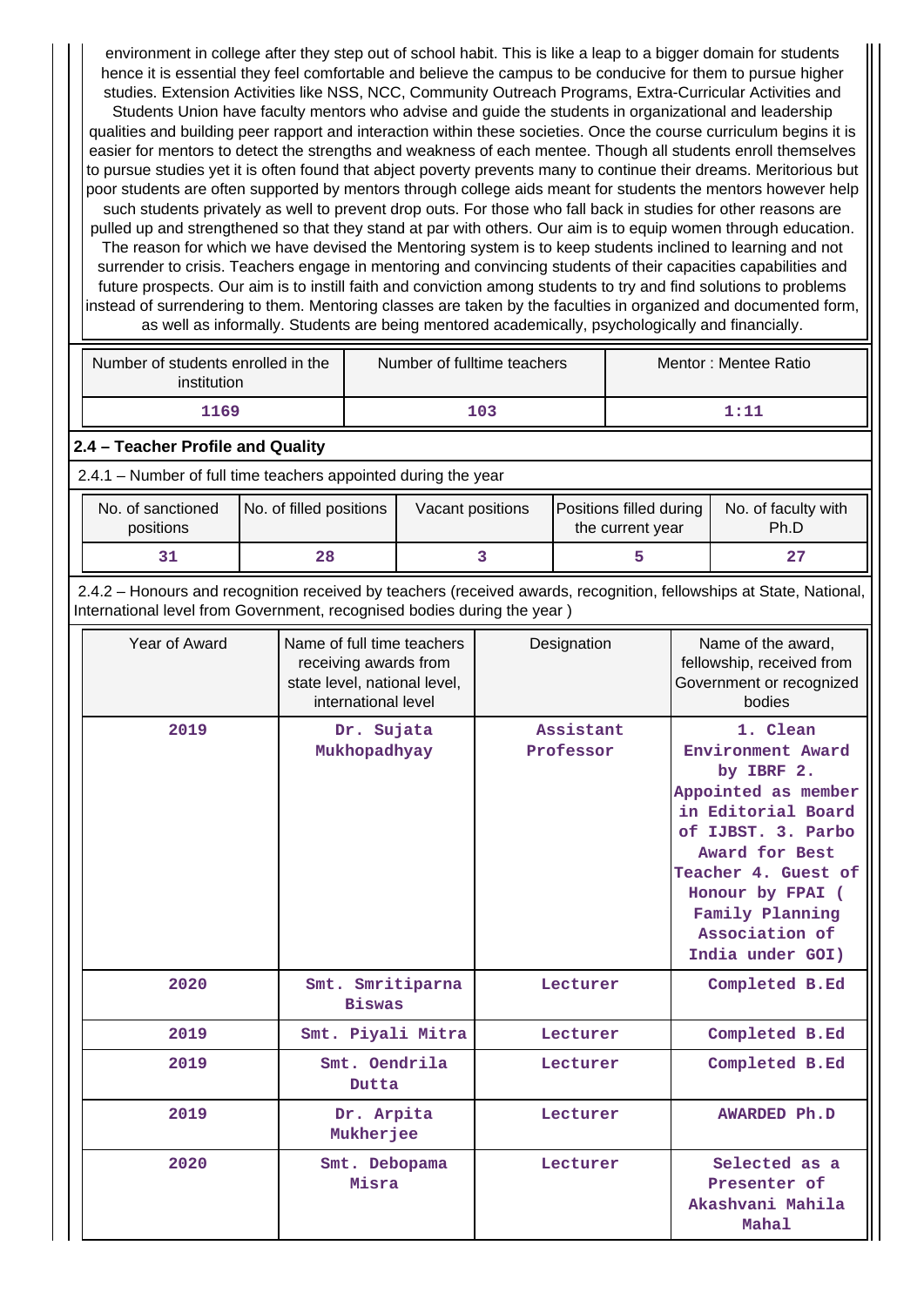environment in college after they step out of school habit. This is like a leap to a bigger domain for students hence it is essential they feel comfortable and believe the campus to be conducive for them to pursue higher studies. Extension Activities like NSS, NCC, Community Outreach Programs, Extra-Curricular Activities and Students Union have faculty mentors who advise and guide the students in organizational and leadership qualities and building peer rapport and interaction within these societies. Once the course curriculum begins it is easier for mentors to detect the strengths and weakness of each mentee. Though all students enroll themselves to pursue studies yet it is often found that abject poverty prevents many to continue their dreams. Meritorious but poor students are often supported by mentors through college aids meant for students the mentors however help such students privately as well to prevent drop outs. For those who fall back in studies for other reasons are pulled up and strengthened so that they stand at par with others. Our aim is to equip women through education. The reason for which we have devised the Mentoring system is to keep students inclined to learning and not surrender to crisis. Teachers engage in mentoring and convincing students of their capacities capabilities and future prospects. Our aim is to instill faith and conviction among students to try and find solutions to problems instead of surrendering to them. Mentoring classes are taken by the faculties in organized and documented form, as well as informally. Students are being mentored academically, psychologically and financially.

| Number of students enrolled in the institution | Number of fulltime teachers | Mentor : Mentee Ratio |
|---|---|---|
| 1169 | 103 | 1:11 |

## 2.4 – Teacher Profile and Quality

2.4.1 – Number of full time teachers appointed during the year

| No. of sanctioned positions | No. of filled positions | Vacant positions | Positions filled during the current year | No. of faculty with Ph.D |
|---|---|---|---|---|
| 31 | 28 | 3 | 5 | 27 |

2.4.2 – Honours and recognition received by teachers (received awards, recognition, fellowships at State, National, International level from Government, recognised bodies during the year )

| Year of Award | Name of full time teachers receiving awards from state level, national level, international level | Designation | Name of the award, fellowship, received from Government or recognized bodies |
|---|---|---|---|
| 2019 | Dr. Sujata Mukhopadhyay | Assistant Professor | 1. Clean Environment Award by IBRF 2. Appointed as member in Editorial Board of IJBST. 3. Parbo Award for Best Teacher 4. Guest of Honour by FPAI ( Family Planning Association of India under GOI) |
| 2020 | Smt. Smritiparna Biswas | Lecturer | Completed B.Ed |
| 2019 | Smt. Piyali Mitra | Lecturer | Completed B.Ed |
| 2019 | Smt. Oendrila Dutta | Lecturer | Completed B.Ed |
| 2019 | Dr. Arpita Mukherjee | Lecturer | AWARDED Ph.D |
| 2020 | Smt. Debopama Misra | Lecturer | Selected as a Presenter of Akashvani Mahila Mahal |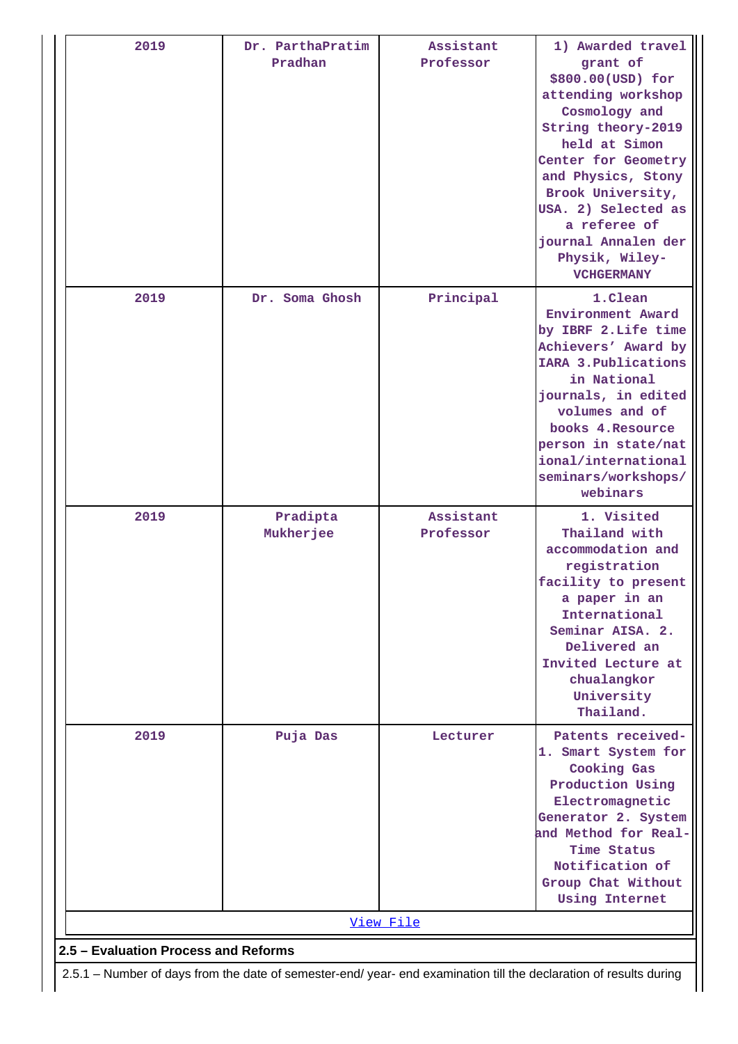| 2019 | Dr. ParthaPratim Pradhan | Assistant Professor | 1) Awarded travel grant of $800.00(USD) for attending workshop Cosmology and String theory-2019 held at Simon Center for Geometry and Physics, Stony Brook University, USA. 2) Selected as a referee of journal Annalen der Physik, Wiley-VCHGERMANY |
|---|---|---|---|
| 2019 | Dr. Soma Ghosh | Principal | 1.Clean Environment Award by IBRF 2.Life time Achievers' Award by IARA 3.Publications in National journals, in edited volumes and of books 4.Resource person in state/national/international seminars/workshops/webinars |
| 2019 | Pradipta Mukherjee | Assistant Professor | 1. Visited Thailand with accommodation and registration facility to present a paper in an International Seminar AISA. 2. Delivered an Invited Lecture at chualangkor University Thailand. |
| 2019 | Puja Das | Lecturer | Patents received- 1. Smart System for Cooking Gas Production Using Electromagnetic Generator 2. System and Method for Real-Time Status Notification of Group Chat Without Using Internet |
| View File | | | |

## 2.5 – Evaluation Process and Reforms

2.5.1 – Number of days from the date of semester-end/ year- end examination till the declaration of results during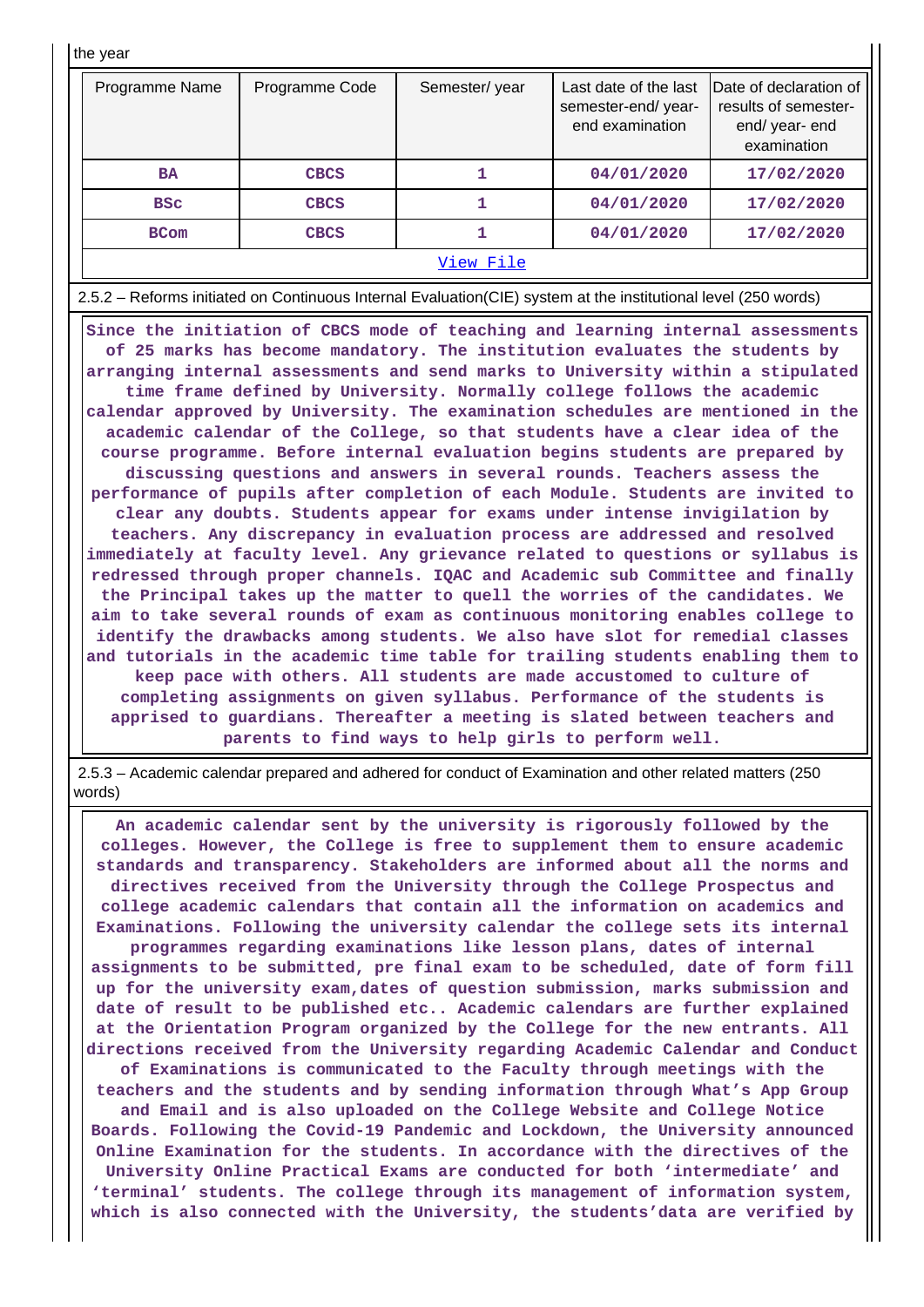the year

| Programme Name | Programme Code | Semester/ year | Last date of the last semester-end/ year- end examination | Date of declaration of results of semester- end/ year- end examination |
|---|---|---|---|---|
| BA | CBCS | 1 | 04/01/2020 | 17/02/2020 |
| BSc | CBCS | 1 | 04/01/2020 | 17/02/2020 |
| BCom | CBCS | 1 | 04/01/2020 | 17/02/2020 |

View File

2.5.2 – Reforms initiated on Continuous Internal Evaluation(CIE) system at the institutional level (250 words)

**Since the initiation of CBCS mode of teaching and learning internal assessments of 25 marks has become mandatory. The institution evaluates the students by arranging internal assessments and send marks to University within a stipulated time frame defined by University. Normally college follows the academic calendar approved by University. The examination schedules are mentioned in the academic calendar of the College, so that students have a clear idea of the course programme. Before internal evaluation begins students are prepared by discussing questions and answers in several rounds. Teachers assess the performance of pupils after completion of each Module. Students are invited to clear any doubts. Students appear for exams under intense invigilation by teachers. Any discrepancy in evaluation process are addressed and resolved immediately at faculty level. Any grievance related to questions or syllabus is redressed through proper channels. IQAC and Academic sub Committee and finally the Principal takes up the matter to quell the worries of the candidates. We aim to take several rounds of exam as continuous monitoring enables college to identify the drawbacks among students. We also have slot for remedial classes and tutorials in the academic time table for trailing students enabling them to keep pace with others. All students are made accustomed to culture of completing assignments on given syllabus. Performance of the students is apprised to guardians. Thereafter a meeting is slated between teachers and parents to find ways to help girls to perform well.**

2.5.3 – Academic calendar prepared and adhered for conduct of Examination and other related matters (250 words)

**An academic calendar sent by the university is rigorously followed by the colleges. However, the College is free to supplement them to ensure academic standards and transparency. Stakeholders are informed about all the norms and directives received from the University through the College Prospectus and college academic calendars that contain all the information on academics and Examinations. Following the university calendar the college sets its internal programmes regarding examinations like lesson plans, dates of internal assignments to be submitted, pre final exam to be scheduled, date of form fill up for the university exam,dates of question submission, marks submission and date of result to be published etc.. Academic calendars are further explained at the Orientation Program organized by the College for the new entrants. All directions received from the University regarding Academic Calendar and Conduct of Examinations is communicated to the Faculty through meetings with the teachers and the students and by sending information through What's App Group and Email and is also uploaded on the College Website and College Notice Boards. Following the Covid-19 Pandemic and Lockdown, the University announced Online Examination for the students. In accordance with the directives of the University Online Practical Exams are conducted for both 'intermediate' and 'terminal' students. The college through its management of information system, which is also connected with the University, the students'data are verified by**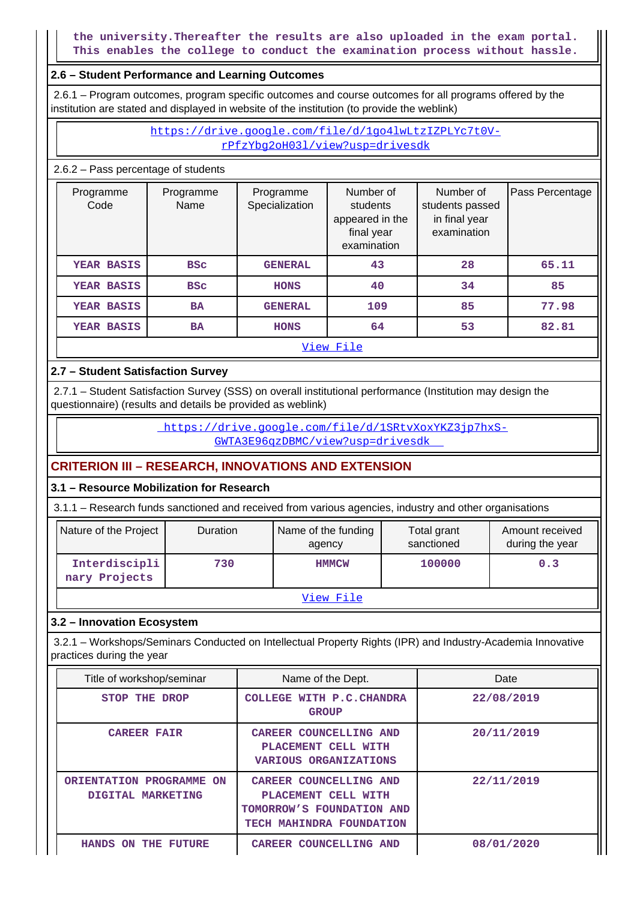the university.Thereafter the results are also uploaded in the exam portal. This enables the college to conduct the examination process without hassle.

## 2.6 – Student Performance and Learning Outcomes

2.6.1 – Program outcomes, program specific outcomes and course outcomes for all programs offered by the institution are stated and displayed in website of the institution (to provide the weblink)

https://drive.google.com/file/d/1go4lwLtzIZPLYc7t0V-rPfzYbg2oH03l/view?usp=drivesdk

2.6.2 – Pass percentage of students

| Programme Code | Programme Name | Programme Specialization | Number of students appeared in the final year examination | Number of students passed in final year examination | Pass Percentage |
|---|---|---|---|---|---|
| YEAR BASIS | BSc | GENERAL | 43 | 28 | 65.11 |
| YEAR BASIS | BSc | HONS | 40 | 34 | 85 |
| YEAR BASIS | BA | GENERAL | 109 | 85 | 77.98 |
| YEAR BASIS | BA | HONS | 64 | 53 | 82.81 |

View File

## 2.7 – Student Satisfaction Survey

2.7.1 – Student Satisfaction Survey (SSS) on overall institutional performance (Institution may design the questionnaire) (results and details be provided as weblink)

https://drive.google.com/file/d/1SRtvXoxYKZ3jp7hxS-GWTA3E96qzDBMC/view?usp=drivesdk

# CRITERION III – RESEARCH, INNOVATIONS AND EXTENSION

## 3.1 – Resource Mobilization for Research

3.1.1 – Research funds sanctioned and received from various agencies, industry and other organisations

| Nature of the Project | Duration | Name of the funding agency | Total grant sanctioned | Amount received during the year |
|---|---|---|---|---|
| Interdisciplinary Projects | 730 | HMMCW | 100000 | 0.3 |

View File

## 3.2 – Innovation Ecosystem

3.2.1 – Workshops/Seminars Conducted on Intellectual Property Rights (IPR) and Industry-Academia Innovative practices during the year

| Title of workshop/seminar | Name of the Dept. | Date |
|---|---|---|
| STOP THE DROP | COLLEGE WITH P.C.CHANDRA GROUP | 22/08/2019 |
| CAREER FAIR | CAREER COUNCELLING AND PLACEMENT CELL WITH VARIOUS ORGANIZATIONS | 20/11/2019 |
| ORIENTATION PROGRAMME ON DIGITAL MARKETING | CAREER COUNCELLING AND PLACEMENT CELL WITH TOMORROW'S FOUNDATION AND TECH MAHINDRA FOUNDATION | 22/11/2019 |
| HANDS ON THE FUTURE | CAREER COUNCELLING AND | 08/01/2020 |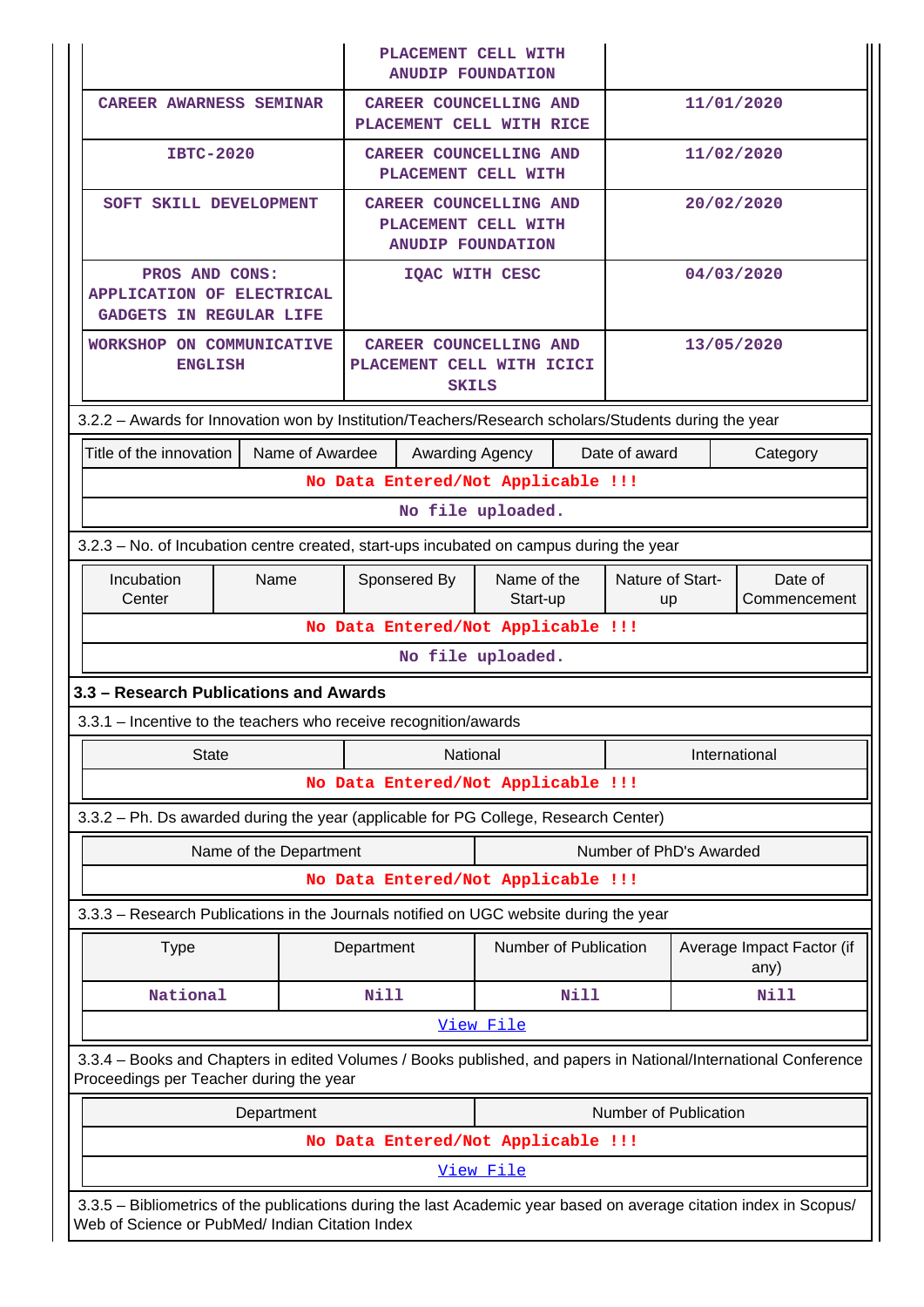| | | |
|---|---|---|
| | PLACEMENT CELL WITH ANUDIP FOUNDATION | |
| CAREER AWARNESS SEMINAR | CAREER COUNCELLING AND PLACEMENT CELL WITH RICE | 11/01/2020 |
| IBTC-2020 | CAREER COUNCELLING AND PLACEMENT CELL WITH | 11/02/2020 |
| SOFT SKILL DEVELOPMENT | CAREER COUNCELLING AND PLACEMENT CELL WITH ANUDIP FOUNDATION | 20/02/2020 |
| PROS AND CONS: APPLICATION OF ELECTRICAL GADGETS IN REGULAR LIFE | IQAC WITH CESC | 04/03/2020 |
| WORKSHOP ON COMMUNICATIVE ENGLISH | CAREER COUNCELLING AND PLACEMENT CELL WITH ICICI SKILS | 13/05/2020 |

3.2.2 – Awards for Innovation won by Institution/Teachers/Research scholars/Students during the year

| Title of the innovation | Name of Awardee | Awarding Agency | Date of award | Category |
|---|---|---|---|---|
| No Data Entered/Not Applicable !!! | | | | |
| No file uploaded. | | | | |

3.2.3 – No. of Incubation centre created, start-ups incubated on campus during the year

| Incubation Center | Name | Sponsered By | Name of the Start-up | Nature of Start-up | Date of Commencement |
|---|---|---|---|---|---|
| No Data Entered/Not Applicable !!! | | | | | |
| No file uploaded. | | | | | |

### 3.3 – Research Publications and Awards

3.3.1 – Incentive to the teachers who receive recognition/awards

| State | National | International |
|---|---|---|
| No Data Entered/Not Applicable !!! | | |

3.3.2 – Ph. Ds awarded during the year (applicable for PG College, Research Center)

| Name of the Department | Number of PhD's Awarded |
|---|---|
| No Data Entered/Not Applicable !!! | |

3.3.3 – Research Publications in the Journals notified on UGC website during the year

| Type | Department | Number of Publication | Average Impact Factor (if any) |
|---|---|---|---|
| National | Nill | Nill | Nill |
| View File | | | |

3.3.4 – Books and Chapters in edited Volumes / Books published, and papers in National/International Conference Proceedings per Teacher during the year

| Department | Number of Publication |
|---|---|
| No Data Entered/Not Applicable !!! | |
| View File | |

3.3.5 – Bibliometrics of the publications during the last Academic year based on average citation index in Scopus/ Web of Science or PubMed/ Indian Citation Index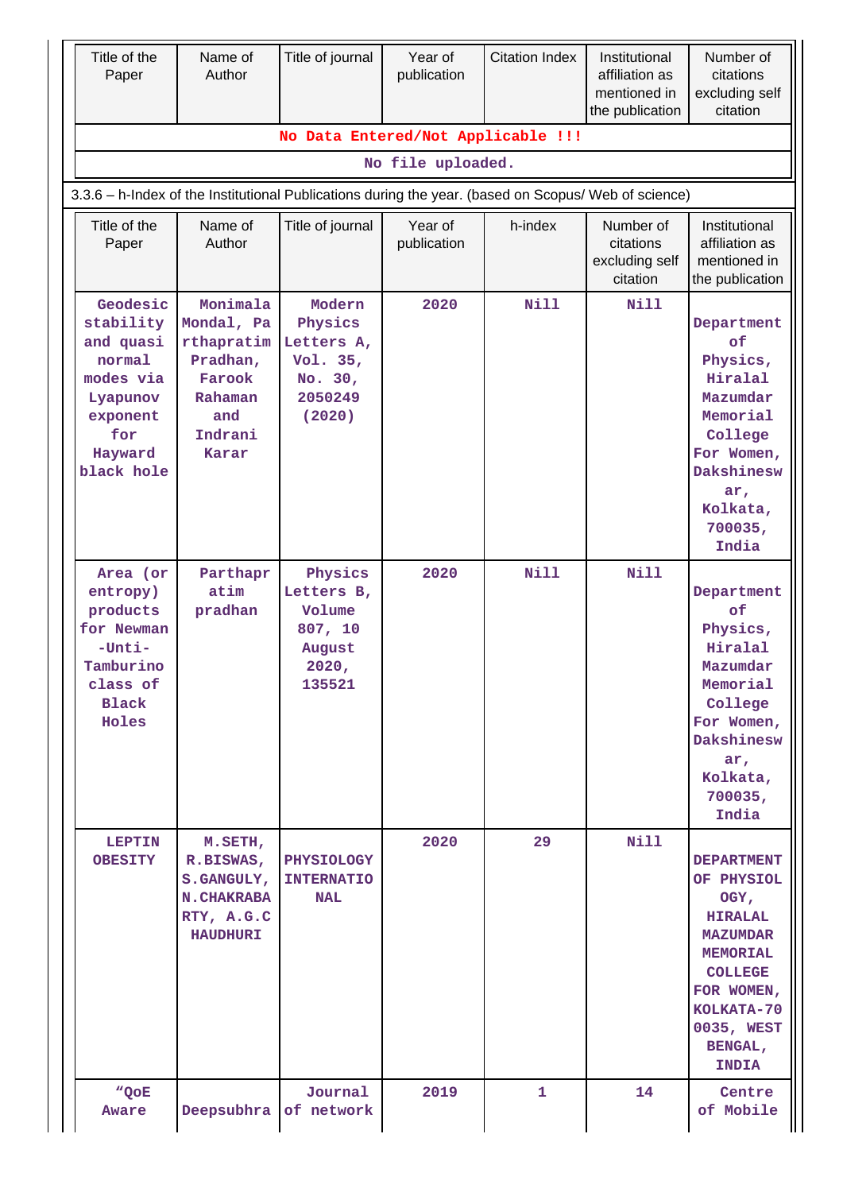| Title of the Paper | Name of Author | Title of journal | Year of publication | Citation Index | Institutional affiliation as mentioned in the publication | Number of citations excluding self citation |
|---|---|---|---|---|---|---|
| No Data Entered/Not Applicable !!! | | | | | | |
| No file uploaded. | | | | | | |

3.3.6 – h-Index of the Institutional Publications during the year. (based on Scopus/ Web of science)

| Title of the Paper | Name of Author | Title of journal | Year of publication | h-index | Number of citations excluding self citation | Institutional affiliation as mentioned in the publication |
|---|---|---|---|---|---|---|
| Geodesic stability and quasi normal modes via Lyapunov exponent for Hayward black hole | Monimala Mondal, Parthapratim Pradhan, Farook Rahaman and Indrani Karar | Modern Physics Letters A, Vol. 35, No. 30, 2050249 (2020) | 2020 | Nill | Nill | Department of Physics, Hiralal Mazumdar Memorial College For Women, Dakshineswar, Kolkata, 700035, India |
| Area (or entropy) products for Newman-Unti-Tamburino class of Black Holes | Parthapratim pradhan | Physics Letters B, Volume 807, 10 August 2020, 135521 | 2020 | Nill | Nill | Department of Physics, Hiralal Mazumdar Memorial College For Women, Dakshineswar, Kolkata, 700035, India |
| LEPTIN OBESITY | M.SETH, R.BISWAS, S.GANGULY, N.CHAKRABARTY, A.G.CHAUDHURI | PHYSIOLOGY INTERNATIONAL | 2020 | 29 | Nill | DEPARTMENT OF PHYSIOLOGY, HIRALAL MAZUMDAR MEMORIAL COLLEGE FOR WOMEN, KOLKATA-700035, WEST BENGAL, INDIA |
| "QoE Aware | Deepsubhra | Journal of network | 2019 | 1 | 14 | Centre of Mobile |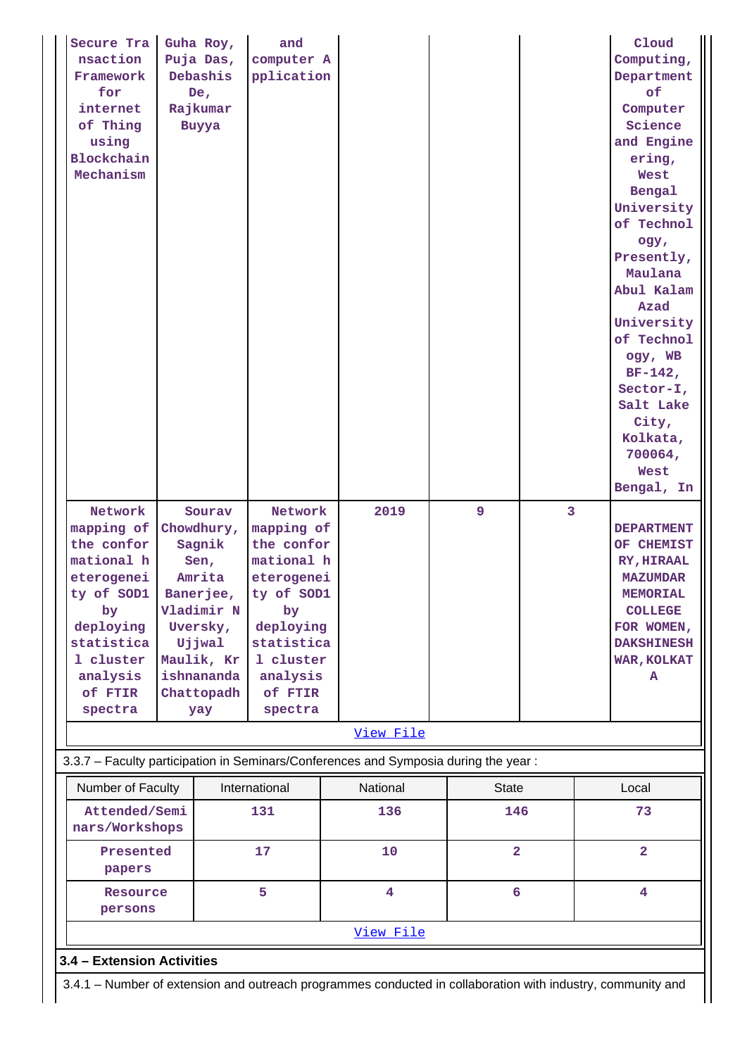| | | | | | | |
|---|---|---|---|---|---|---|
| Secure Transaction Framework for internet of Thing using Blockchain Mechanism | Guha Roy, Puja Das, Debashis De, Rajkumar Buyya | and computer Application | | | | Cloud Computing, Department of Computer Science and Engineering, West Bengal University of Technology, Presently, Maulana Abul Kalam Azad University of Technology, WB BF-142, Sector-I, Salt Lake City, Kolkata, 700064, West Bengal, In |
| Network mapping of the conformational heterogeneity of SOD1 by deploying statistical cluster analysis of FTIR spectra | Sourav Chowdhury, Sagnik Sen, Amrita Banerjee, Vladimir N Uversky, Ujjwal Maulik, Krishnananda Chattopadhyay | Network mapping of the conformational heterogeneity of SOD1 by deploying statistical cluster analysis of FTIR spectra | 2019 | 9 | 3 | DEPARTMENT OF CHEMISTRY, HIRAAL MAZUMDAR MEMORIAL COLLEGE FOR WOMEN, DAKSHINESHWAR, KOLKATA |
| View File | | | | | | |

3.3.7 – Faculty participation in Seminars/Conferences and Symposia during the year :

| Number of Faculty | International | National | State | Local |
|---|---|---|---|---|
| Attended/Seminars/Workshops | 131 | 136 | 146 | 73 |
| Presented papers | 17 | 10 | 2 | 2 |
| Resource persons | 5 | 4 | 6 | 4 |
| View File | | | | |

### 3.4 – Extension Activities

3.4.1 – Number of extension and outreach programmes conducted in collaboration with industry, community and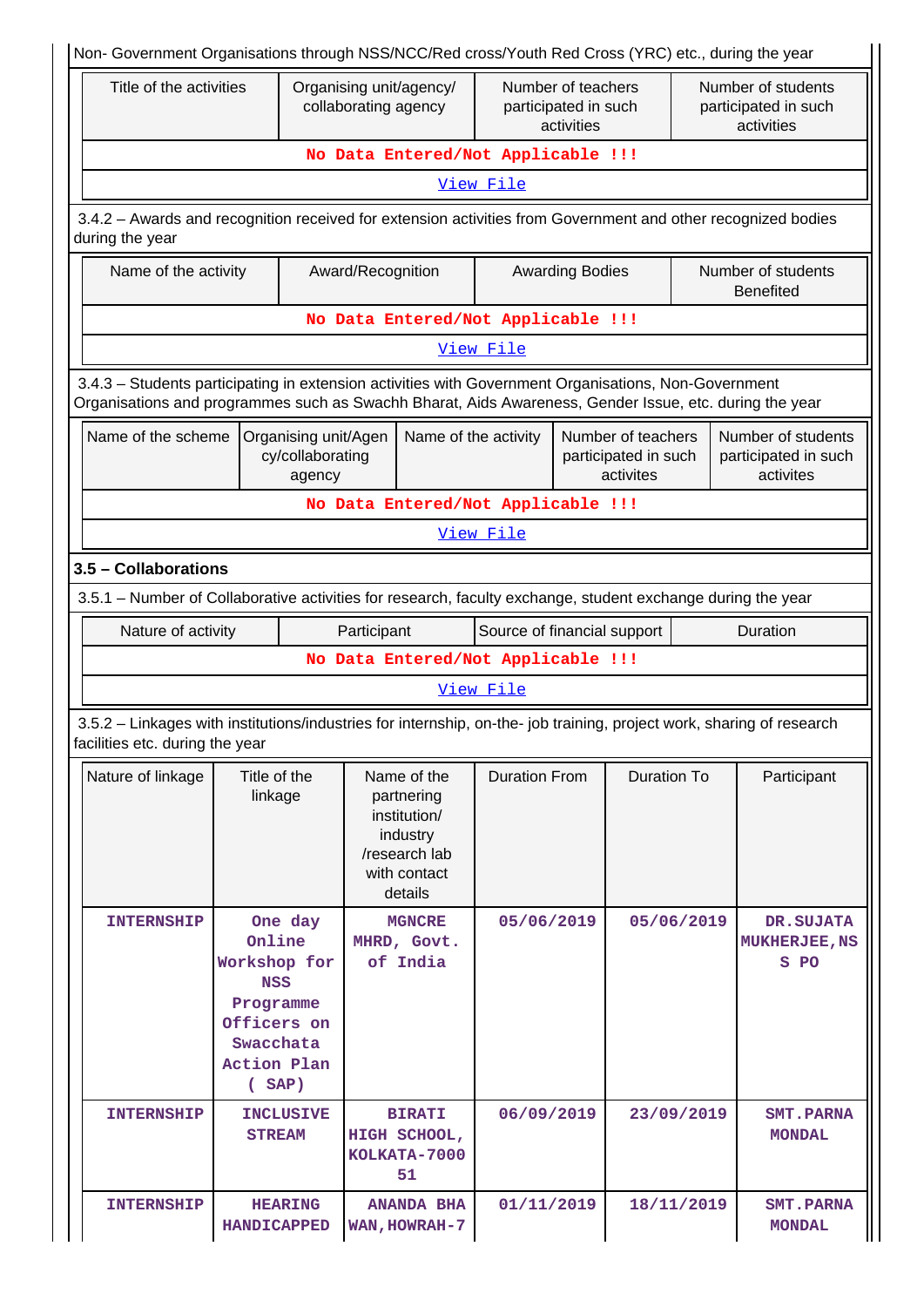Non- Government Organisations through NSS/NCC/Red cross/Youth Red Cross (YRC) etc., during the year

| Title of the activities | Organising unit/agency/ collaborating agency | Number of teachers participated in such activities | Number of students participated in such activities |
|---|---|---|---|
| No Data Entered/Not Applicable !!! | | | |

View File

3.4.2 – Awards and recognition received for extension activities from Government and other recognized bodies during the year

| Name of the activity | Award/Recognition | Awarding Bodies | Number of students Benefited |
|---|---|---|---|
| No Data Entered/Not Applicable !!! | | | |

View File

3.4.3 – Students participating in extension activities with Government Organisations, Non-Government Organisations and programmes such as Swachh Bharat, Aids Awareness, Gender Issue, etc. during the year

| Name of the scheme | Organising unit/Agency/collaborating agency | Name of the activity | Number of teachers participated in such activites | Number of students participated in such activites |
|---|---|---|---|---|
| No Data Entered/Not Applicable !!! | | | | |

View File

### 3.5 – Collaborations

3.5.1 – Number of Collaborative activities for research, faculty exchange, student exchange during the year

| Nature of activity | Participant | Source of financial support | Duration |
|---|---|---|---|
| No Data Entered/Not Applicable !!! | | | |

View File

3.5.2 – Linkages with institutions/industries for internship, on-the- job training, project work, sharing of research facilities etc. during the year

| Nature of linkage | Title of the linkage | Name of the partnering institution/ industry /research lab with contact details | Duration From | Duration To | Participant |
|---|---|---|---|---|---|
| INTERNSHIP | One day Online Workshop for NSS Programme Officers on Swacchata Action Plan ( SAP) | MGNCRE MHRD, Govt. of India | 05/06/2019 | 05/06/2019 | DR.SUJATA MUKHERJEE,NSS PO |
| INTERNSHIP | INCLUSIVE STREAM | BIRATI HIGH SCHOOL, KOLKATA-700051 | 06/09/2019 | 23/09/2019 | SMT.PARNA MONDAL |
| INTERNSHIP | HEARING HANDICAPPED | ANANDA BHAWAN,HOWRAH-7 | 01/11/2019 | 18/11/2019 | SMT.PARNA MONDAL |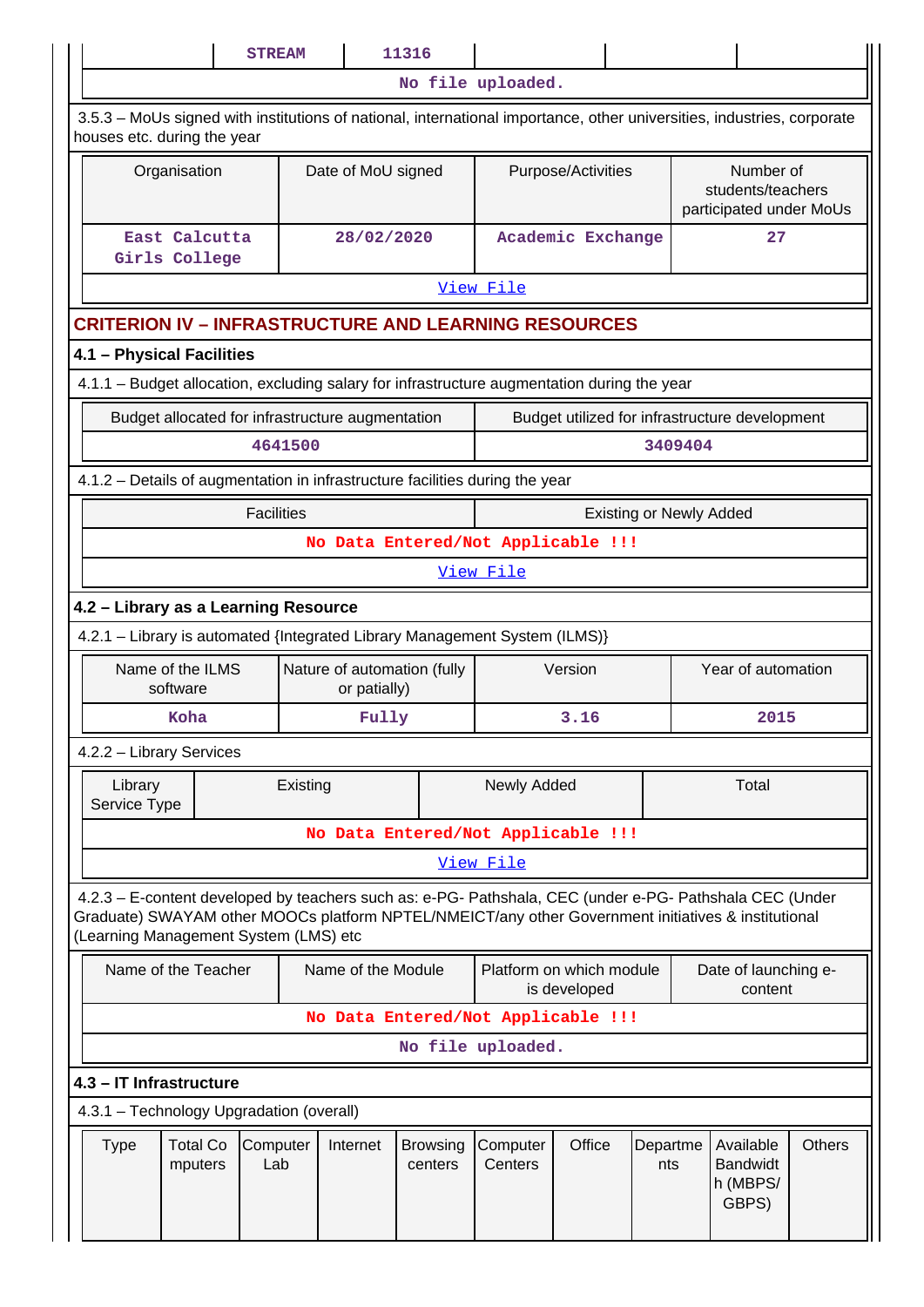| | STREAM | 11316 | | | |
|---|---|---|---|---|---|

No file uploaded.

3.5.3 – MoUs signed with institutions of national, international importance, other universities, industries, corporate houses etc. during the year

| Organisation | Date of MoU signed | Purpose/Activities | Number of students/teachers participated under MoUs |
|---|---|---|---|
| East Calcutta Girls College | 28/02/2020 | Academic Exchange | 27 |

View File

## CRITERION IV – INFRASTRUCTURE AND LEARNING RESOURCES

### 4.1 – Physical Facilities

4.1.1 – Budget allocation, excluding salary for infrastructure augmentation during the year

| Budget allocated for infrastructure augmentation | Budget utilized for infrastructure development |
|---|---|
| 4641500 | 3409404 |

4.1.2 – Details of augmentation in infrastructure facilities during the year

| Facilities | Existing or Newly Added |
|---|---|
| No Data Entered/Not Applicable !!! | |

View File

### 4.2 – Library as a Learning Resource

4.2.1 – Library is automated {Integrated Library Management System (ILMS)}

| Name of the ILMS software | Nature of automation (fully or patially) | Version | Year of automation |
|---|---|---|---|
| Koha | Fully | 3.16 | 2015 |

4.2.2 – Library Services

| Library Service Type | Existing | Newly Added | Total |
|---|---|---|---|
| No Data Entered/Not Applicable !!! | | | |

View File

4.2.3 – E-content developed by teachers such as: e-PG- Pathshala, CEC (under e-PG- Pathshala CEC (Under Graduate) SWAYAM other MOOCs platform NPTEL/NMEICT/any other Government initiatives & institutional (Learning Management System (LMS) etc

| Name of the Teacher | Name of the Module | Platform on which module is developed | Date of launching e-content |
|---|---|---|---|
| No Data Entered/Not Applicable !!! | | | |

No file uploaded.

### 4.3 – IT Infrastructure

4.3.1 – Technology Upgradation (overall)

| Type | Total Computers | Computer Lab | Internet | Browsing centers | Computer Centers | Office | Departments | Available Bandwidth (MBPS/ GBPS) | Others |
|---|---|---|---|---|---|---|---|---|---|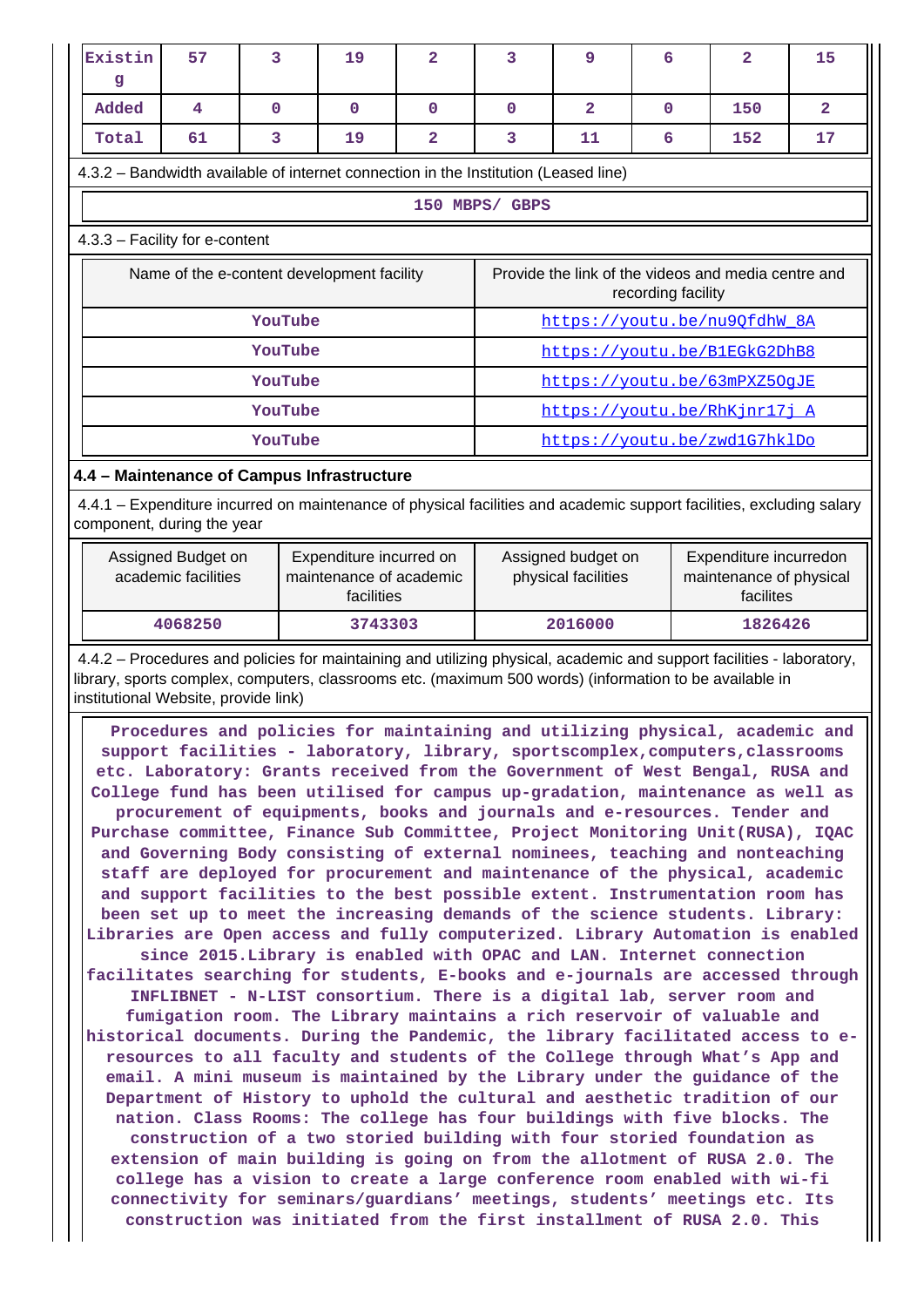| Existing | 57 | 3 | 19 | 2 | 3 | 9 | 6 | 2 | 15 |
|---|---|---|---|---|---|---|---|---|---|
| Added | 4 | 0 | 0 | 0 | 0 | 2 | 0 | 150 | 2 |
| Total | 61 | 3 | 19 | 2 | 3 | 11 | 6 | 152 | 17 |

4.3.2 – Bandwidth available of internet connection in the Institution (Leased line)

**150 MBPS/ GBPS**

4.3.3 – Facility for e-content

| Name of the e-content development facility | Provide the link of the videos and media centre and recording facility |
|---|---|
| YouTube | https://youtu.be/nu9QfdhW_8A |
| YouTube | https://youtu.be/B1EGkG2DhB8 |
| YouTube | https://youtu.be/63mPXZ5OgJE |
| YouTube | https://youtu.be/RhKjnr17j_A |
| YouTube | https://youtu.be/zwd1G7hklDo |

### 4.4 – Maintenance of Campus Infrastructure

4.4.1 – Expenditure incurred on maintenance of physical facilities and academic support facilities, excluding salary component, during the year

| Assigned Budget on academic facilities | Expenditure incurred on maintenance of academic facilities | Assigned budget on physical facilities | Expenditure incurredon maintenance of physical facilites |
|---|---|---|---|
| 4068250 | 3743303 | 2016000 | 1826426 |

4.4.2 – Procedures and policies for maintaining and utilizing physical, academic and support facilities - laboratory, library, sports complex, computers, classrooms etc. (maximum 500 words) (information to be available in institutional Website, provide link)

**Procedures and policies for maintaining and utilizing physical, academic and support facilities - laboratory, library, sportscomplex,computers,classrooms etc. Laboratory: Grants received from the Government of West Bengal, RUSA and College fund has been utilised for campus up-gradation, maintenance as well as procurement of equipments, books and journals and e-resources. Tender and Purchase committee, Finance Sub Committee, Project Monitoring Unit(RUSA), IQAC and Governing Body consisting of external nominees, teaching and nonteaching staff are deployed for procurement and maintenance of the physical, academic and support facilities to the best possible extent. Instrumentation room has been set up to meet the increasing demands of the science students. Library: Libraries are Open access and fully computerized. Library Automation is enabled since 2015.Library is enabled with OPAC and LAN. Internet connection facilitates searching for students, E-books and e-journals are accessed through INFLIBNET - N-LIST consortium. There is a digital lab, server room and fumigation room. The Library maintains a rich reservoir of valuable and historical documents. During the Pandemic, the library facilitated access to e-resources to all faculty and students of the College through What's App and email. A mini museum is maintained by the Library under the guidance of the Department of History to uphold the cultural and aesthetic tradition of our nation. Class Rooms: The college has four buildings with five blocks. The construction of a two storied building with four storied foundation as extension of main building is going on from the allotment of RUSA 2.0. The college has a vision to create a large conference room enabled with wi-fi connectivity for seminars/guardians' meetings, students' meetings etc. Its construction was initiated from the first installment of RUSA 2.0. This**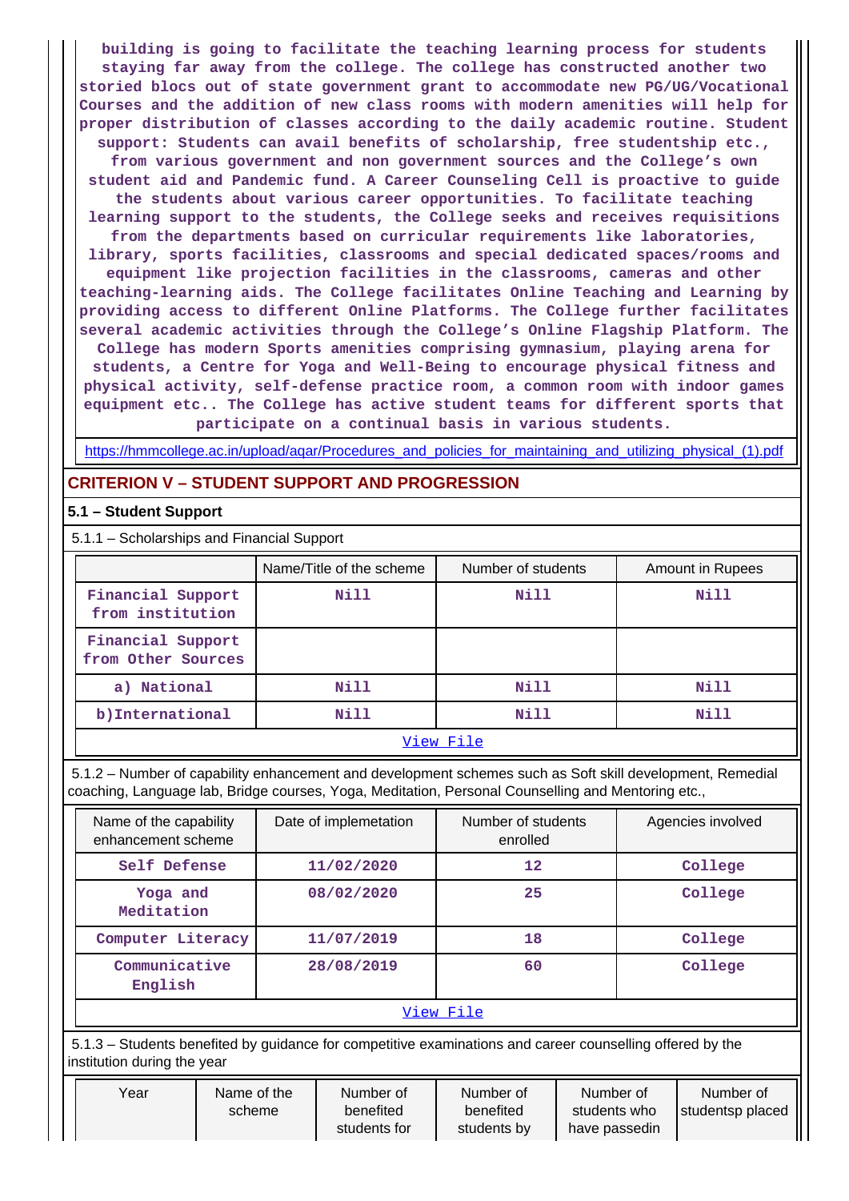building is going to facilitate the teaching learning process for students staying far away from the college. The college has constructed another two storied blocs out of state government grant to accommodate new PG/UG/Vocational Courses and the addition of new class rooms with modern amenities will help for proper distribution of classes according to the daily academic routine. Student support: Students can avail benefits of scholarship, free studentship etc., from various government and non government sources and the College's own student aid and Pandemic fund. A Career Counseling Cell is proactive to guide the students about various career opportunities. To facilitate teaching learning support to the students, the College seeks and receives requisitions from the departments based on curricular requirements like laboratories, library, sports facilities, classrooms and special dedicated spaces/rooms and equipment like projection facilities in the classrooms, cameras and other teaching-learning aids. The College facilitates Online Teaching and Learning by providing access to different Online Platforms. The College further facilitates several academic activities through the College's Online Flagship Platform. The College has modern Sports amenities comprising gymnasium, playing arena for students, a Centre for Yoga and Well-Being to encourage physical fitness and physical activity, self-defense practice room, a common room with indoor games equipment etc.. The College has active student teams for different sports that participate on a continual basis in various students.

https://hmmcollege.ac.in/upload/aqar/Procedures_and_policies_for_maintaining_and_utilizing_physical_(1).pdf

## CRITERION V – STUDENT SUPPORT AND PROGRESSION

### 5.1 – Student Support

5.1.1 – Scholarships and Financial Support

| | Name/Title of the scheme | Number of students | Amount in Rupees |
|---|---|---|---|
| Financial Support from institution | Nill | Nill | Nill |
| Financial Support from Other Sources | | | |
| a) National | Nill | Nill | Nill |
| b)International | Nill | Nill | Nill |

View File

5.1.2 – Number of capability enhancement and development schemes such as Soft skill development, Remedial coaching, Language lab, Bridge courses, Yoga, Meditation, Personal Counselling and Mentoring etc.,

| Name of the capability enhancement scheme | Date of implemetation | Number of students enrolled | Agencies involved |
|---|---|---|---|
| Self Defense | 11/02/2020 | 12 | College |
| Yoga and Meditation | 08/02/2020 | 25 | College |
| Computer Literacy | 11/07/2019 | 18 | College |
| Communicative English | 28/08/2019 | 60 | College |

View File

5.1.3 – Students benefited by guidance for competitive examinations and career counselling offered by the institution during the year

| Year | Name of the scheme | Number of benefited students for | Number of benefited students by | Number of students who have passedin | Number of studentsp placed |
|---|---|---|---|---|---|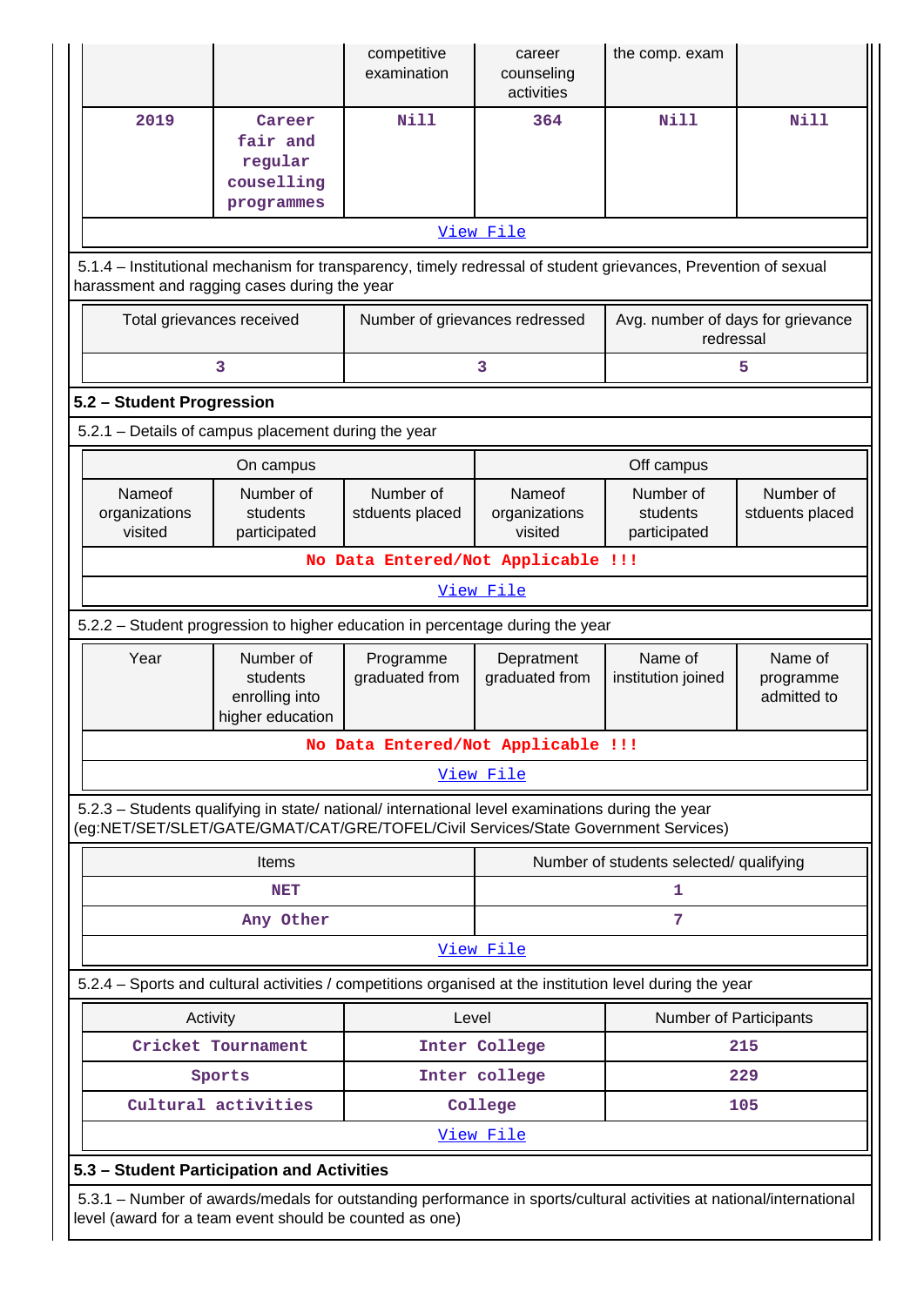| | | competitive examination | career counseling activities | the comp. exam | |
|---|---|---|---|---|---|
| 2019 | Career fair and regular couselling programmes | Nill | 364 | Nill | Nill |
| View File | | | | | |

5.1.4 – Institutional mechanism for transparency, timely redressal of student grievances, Prevention of sexual harassment and ragging cases during the year

| Total grievances received | Number of grievances redressed | Avg. number of days for grievance redressal |
|---|---|---|
| 3 | 3 | 5 |

**5.2 – Student Progression**

5.2.1 – Details of campus placement during the year

| On campus | | | Off campus | | |
|---|---|---|---|---|---|
| Nameof organizations visited | Number of students participated | Number of stduents placed | Nameof organizations visited | Number of students participated | Number of stduents placed |
| No Data Entered/Not Applicable !!! | | | | | |
| View File | | | | | |

5.2.2 – Student progression to higher education in percentage during the year

| Year | Number of students enrolling into higher education | Programme graduated from | Depratment graduated from | Name of institution joined | Name of programme admitted to |
|---|---|---|---|---|---|
| No Data Entered/Not Applicable !!! | | | | | |
| View File | | | | | |

5.2.3 – Students qualifying in state/ national/ international level examinations during the year (eg:NET/SET/SLET/GATE/GMAT/CAT/GRE/TOFEL/Civil Services/State Government Services)

| Items | Number of students selected/ qualifying |
|---|---|
| NET | 1 |
| Any Other | 7 |
| View File | |

5.2.4 – Sports and cultural activities / competitions organised at the institution level during the year

| Activity | Level | Number of Participants |
|---|---|---|
| Cricket Tournament | Inter College | 215 |
| Sports | Inter college | 229 |
| Cultural activities | College | 105 |
| View File | | |

**5.3 – Student Participation and Activities**

5.3.1 – Number of awards/medals for outstanding performance in sports/cultural activities at national/international level (award for a team event should be counted as one)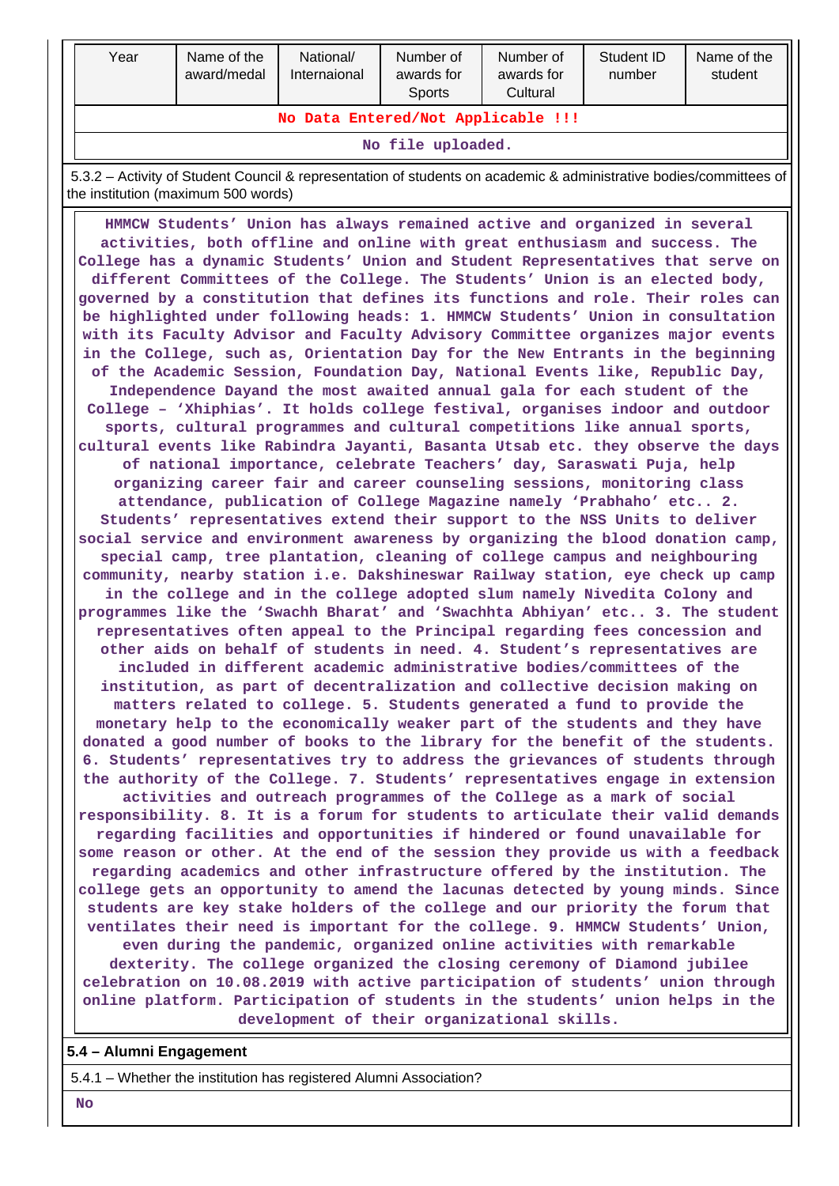| Year | Name of the award/medal | National/ Internaional | Number of awards for Sports | Number of awards for Cultural | Student ID number | Name of the student |
|---|---|---|---|---|---|---|
| No Data Entered/Not Applicable !!! | | | | | | |
| No file uploaded. | | | | | | |

5.3.2 – Activity of Student Council & representation of students on academic & administrative bodies/committees of the institution (maximum 500 words)

HMMCW Students' Union has always remained active and organized in several activities, both offline and online with great enthusiasm and success. The College has a dynamic Students' Union and Student Representatives that serve on different Committees of the College. The Students' Union is an elected body, governed by a constitution that defines its functions and role. Their roles can be highlighted under following heads: 1. HMMCW Students' Union in consultation with its Faculty Advisor and Faculty Advisory Committee organizes major events in the College, such as, Orientation Day for the New Entrants in the beginning of the Academic Session, Foundation Day, National Events like, Republic Day, Independence Dayand the most awaited annual gala for each student of the College – 'Xhiphias'. It holds college festival, organises indoor and outdoor sports, cultural programmes and cultural competitions like annual sports, cultural events like Rabindra Jayanti, Basanta Utsab etc. they observe the days of national importance, celebrate Teachers' day, Saraswati Puja, help organizing career fair and career counseling sessions, monitoring class attendance, publication of College Magazine namely 'Prabhaho' etc.. 2. Students' representatives extend their support to the NSS Units to deliver social service and environment awareness by organizing the blood donation camp, special camp, tree plantation, cleaning of college campus and neighbouring community, nearby station i.e. Dakshineswar Railway station, eye check up camp in the college and in the college adopted slum namely Nivedita Colony and programmes like the 'Swachh Bharat' and 'Swachhta Abhiyan' etc.. 3. The student representatives often appeal to the Principal regarding fees concession and other aids on behalf of students in need. 4. Student's representatives are included in different academic administrative bodies/committees of the institution, as part of decentralization and collective decision making on matters related to college. 5. Students generated a fund to provide the monetary help to the economically weaker part of the students and they have donated a good number of books to the library for the benefit of the students. 6. Students' representatives try to address the grievances of students through the authority of the College. 7. Students' representatives engage in extension activities and outreach programmes of the College as a mark of social responsibility. 8. It is a forum for students to articulate their valid demands regarding facilities and opportunities if hindered or found unavailable for some reason or other. At the end of the session they provide us with a feedback regarding academics and other infrastructure offered by the institution. The college gets an opportunity to amend the lacunas detected by young minds. Since students are key stake holders of the college and our priority the forum that ventilates their need is important for the college. 9. HMMCW Students' Union, even during the pandemic, organized online activities with remarkable dexterity. The college organized the closing ceremony of Diamond jubilee celebration on 10.08.2019 with active participation of students' union through online platform. Participation of students in the students' union helps in the development of their organizational skills.

**5.4 – Alumni Engagement**

5.4.1 – Whether the institution has registered Alumni Association?

**No**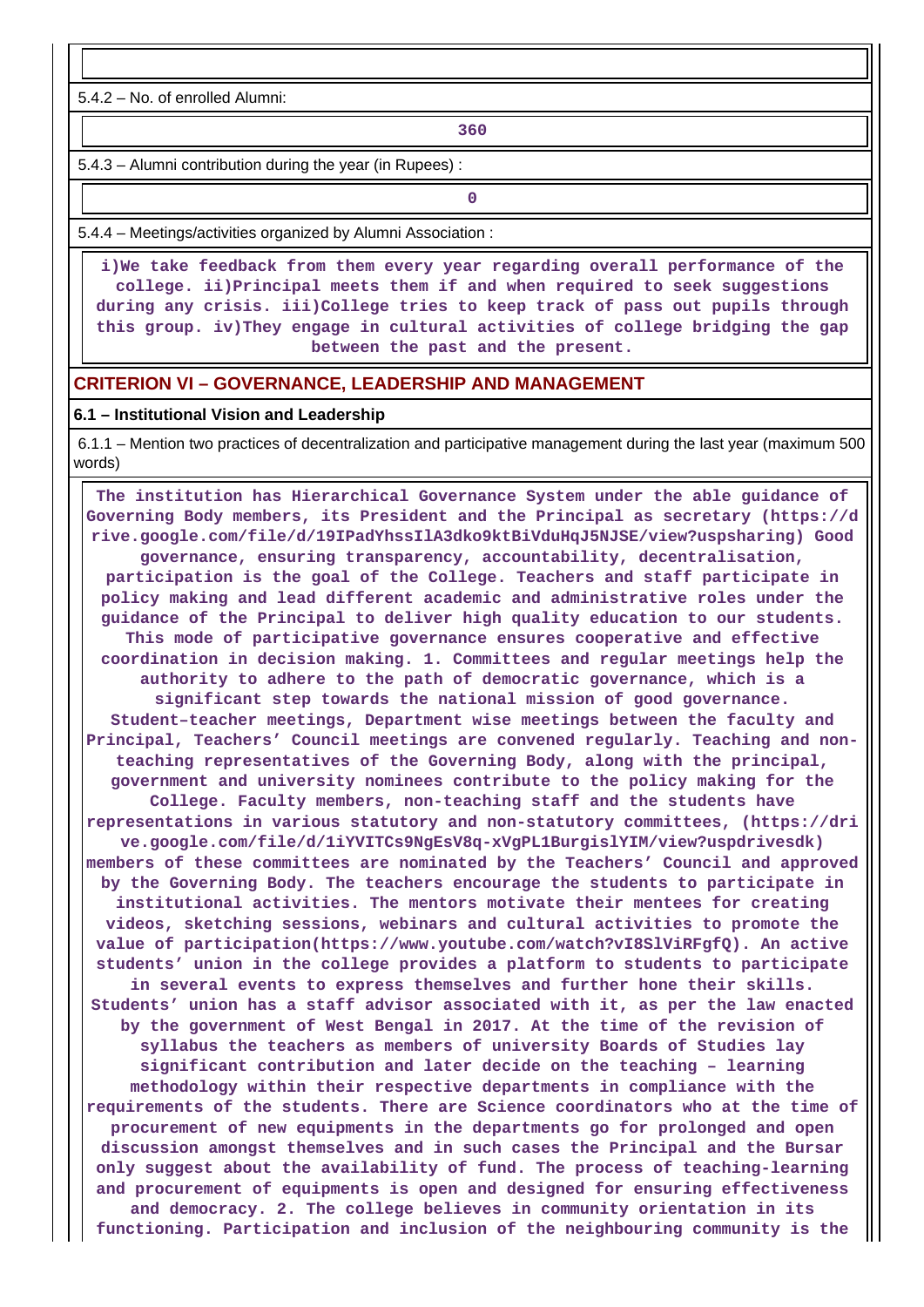5.4.2 – No. of enrolled Alumni:

360

5.4.3 – Alumni contribution during the year (in Rupees) :

0

5.4.4 – Meetings/activities organized by Alumni Association :

i)We take feedback from them every year regarding overall performance of the college. ii)Principal meets them if and when required to seek suggestions during any crisis. iii)College tries to keep track of pass out pupils through this group. iv)They engage in cultural activities of college bridging the gap between the past and the present.

## CRITERION VI – GOVERNANCE, LEADERSHIP AND MANAGEMENT

### 6.1 – Institutional Vision and Leadership

6.1.1 – Mention two practices of decentralization and participative management during the last year (maximum 500 words)

The institution has Hierarchical Governance System under the able guidance of Governing Body members, its President and the Principal as secretary (https://drive.google.com/file/d/19IPadYhssIlA3dko9ktBiVduHqJ5NJSE/view?uspsharing) Good governance, ensuring transparency, accountability, decentralisation, participation is the goal of the College. Teachers and staff participate in policy making and lead different academic and administrative roles under the guidance of the Principal to deliver high quality education to our students. This mode of participative governance ensures cooperative and effective coordination in decision making. 1. Committees and regular meetings help the authority to adhere to the path of democratic governance, which is a significant step towards the national mission of good governance. Student–teacher meetings, Department wise meetings between the faculty and Principal, Teachers' Council meetings are convened regularly. Teaching and non-teaching representatives of the Governing Body, along with the principal, government and university nominees contribute to the policy making for the College. Faculty members, non-teaching staff and the students have representations in various statutory and non-statutory committees, (https://drive.google.com/file/d/1iYVITCs9NgEsV8q-xVgPL1BurgislYIM/view?uspdrivesdk) members of these committees are nominated by the Teachers' Council and approved by the Governing Body. The teachers encourage the students to participate in institutional activities. The mentors motivate their mentees for creating videos, sketching sessions, webinars and cultural activities to promote the value of participation(https://www.youtube.com/watch?vI8SlViRFgfQ). An active students' union in the college provides a platform to students to participate in several events to express themselves and further hone their skills. Students' union has a staff advisor associated with it, as per the law enacted by the government of West Bengal in 2017. At the time of the revision of syllabus the teachers as members of university Boards of Studies lay significant contribution and later decide on the teaching – learning methodology within their respective departments in compliance with the requirements of the students. There are Science coordinators who at the time of procurement of new equipments in the departments go for prolonged and open discussion amongst themselves and in such cases the Principal and the Bursar only suggest about the availability of fund. The process of teaching-learning and procurement of equipments is open and designed for ensuring effectiveness and democracy. 2. The college believes in community orientation in its functioning. Participation and inclusion of the neighbouring community is the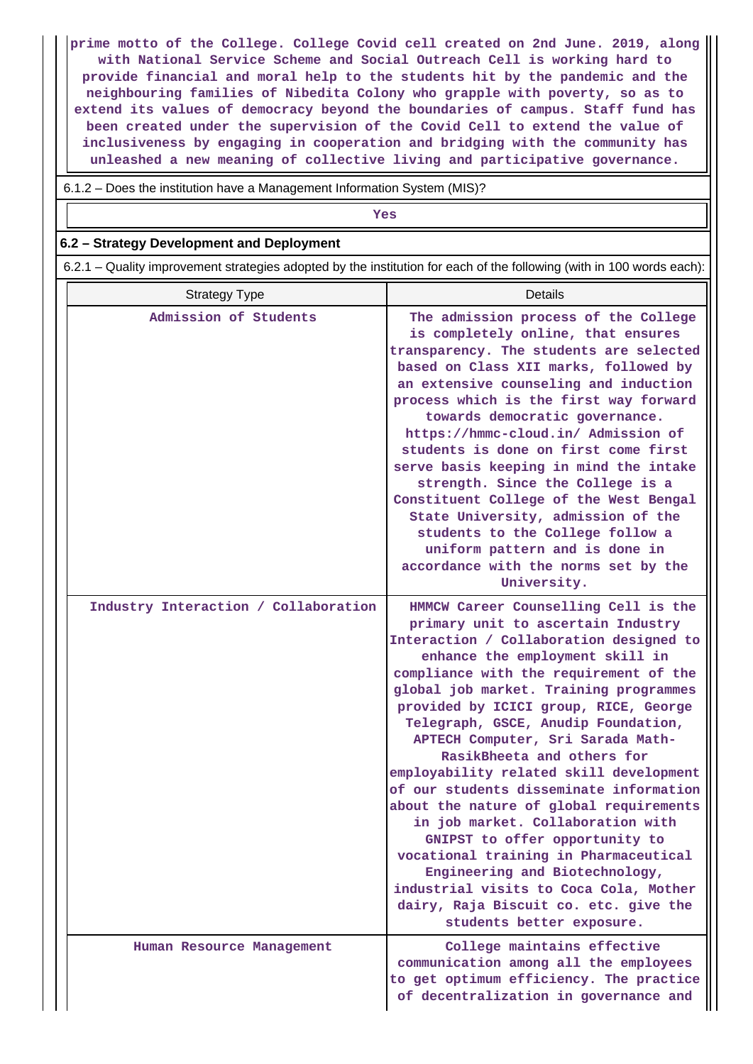prime motto of the College. College Covid cell created on 2nd June. 2019, along with National Service Scheme and Social Outreach Cell is working hard to provide financial and moral help to the students hit by the pandemic and the neighbouring families of Nibedita Colony who grapple with poverty, so as to extend its values of democracy beyond the boundaries of campus. Staff fund has been created under the supervision of the Covid Cell to extend the value of inclusiveness by engaging in cooperation and bridging with the community has unleashed a new meaning of collective living and participative governance.

6.1.2 – Does the institution have a Management Information System (MIS)?

Yes

### 6.2 – Strategy Development and Deployment

6.2.1 – Quality improvement strategies adopted by the institution for each of the following (with in 100 words each):

| Strategy Type | Details |
|---|---|
| Admission of Students | The admission process of the College is completely online, that ensures transparency. The students are selected based on Class XII marks, followed by an extensive counseling and induction process which is the first way forward towards democratic governance. https://hmmc-cloud.in/ Admission of students is done on first come first serve basis keeping in mind the intake strength. Since the College is a Constituent College of the West Bengal State University, admission of the students to the College follow a uniform pattern and is done in accordance with the norms set by the University. |
| Industry Interaction / Collaboration | HMMCW Career Counselling Cell is the primary unit to ascertain Industry Interaction / Collaboration designed to enhance the employment skill in compliance with the requirement of the global job market. Training programmes provided by ICICI group, RICE, George Telegraph, GSCE, Anudip Foundation, APTECH Computer, Sri Sarada Math-RasikBheeta and others for employability related skill development of our students disseminate information about the nature of global requirements in job market. Collaboration with GNIPST to offer opportunity to vocational training in Pharmaceutical Engineering and Biotechnology, industrial visits to Coca Cola, Mother dairy, Raja Biscuit co. etc. give the students better exposure. |
| Human Resource Management | College maintains effective communication among all the employees to get optimum efficiency. The practice of decentralization in governance and |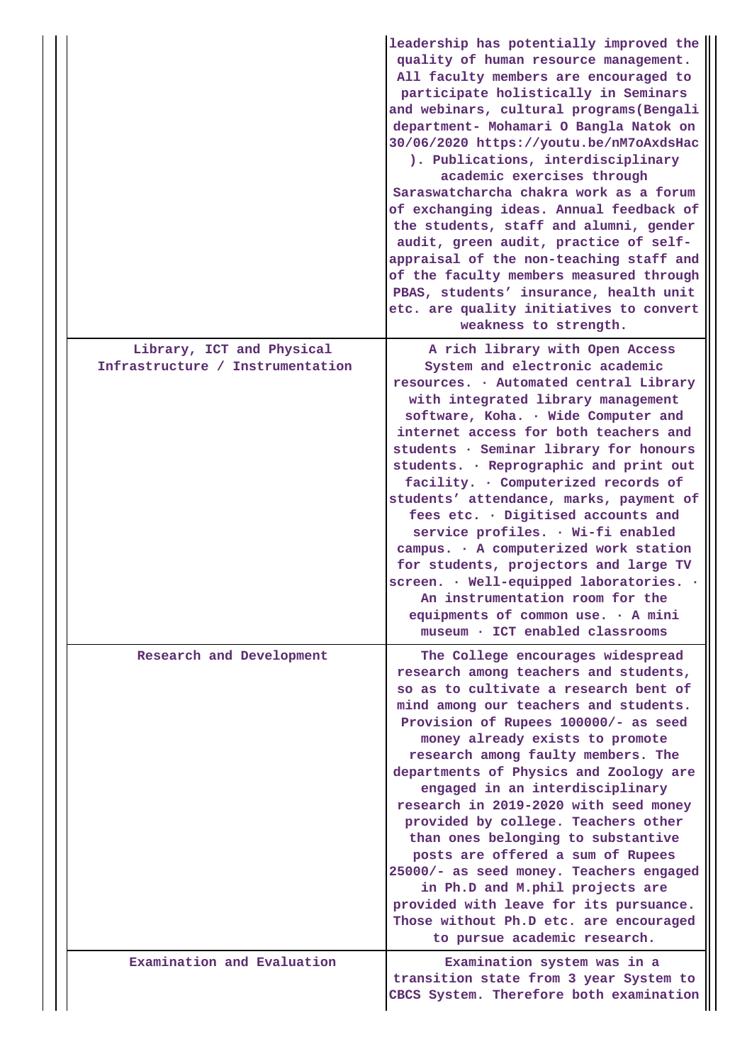| | |
|---|---|
| | leadership has potentially improved the quality of human resource management. All faculty members are encouraged to participate holistically in Seminars and webinars, cultural programs(Bengali department- Mohamari O Bangla Natok on 30/06/2020 https://youtu.be/nM7oAxdsHac ). Publications, interdisciplinary academic exercises through Saraswatcharcha chakra work as a forum of exchanging ideas. Annual feedback of the students, staff and alumni, gender audit, green audit, practice of self-appraisal of the non-teaching staff and of the faculty members measured through PBAS, students' insurance, health unit etc. are quality initiatives to convert weakness to strength. |
| Library, ICT and Physical Infrastructure / Instrumentation | A rich library with Open Access System and electronic academic resources. · Automated central Library with integrated library management software, Koha. · Wide Computer and internet access for both teachers and students · Seminar library for honours students. · Reprographic and print out facility. · Computerized records of students' attendance, marks, payment of fees etc. · Digitised accounts and service profiles. · Wi-fi enabled campus. · A computerized work station for students, projectors and large TV screen. · Well-equipped laboratories. · An instrumentation room for the equipments of common use. · A mini museum · ICT enabled classrooms |
| Research and Development | The College encourages widespread research among teachers and students, so as to cultivate a research bent of mind among our teachers and students. Provision of Rupees 100000/- as seed money already exists to promote research among faulty members. The departments of Physics and Zoology are engaged in an interdisciplinary research in 2019-2020 with seed money provided by college. Teachers other than ones belonging to substantive posts are offered a sum of Rupees 25000/- as seed money. Teachers engaged in Ph.D and M.phil projects are provided with leave for its pursuance. Those without Ph.D etc. are encouraged to pursue academic research. |
| Examination and Evaluation | Examination system was in a transition state from 3 year System to CBCS System. Therefore both examination |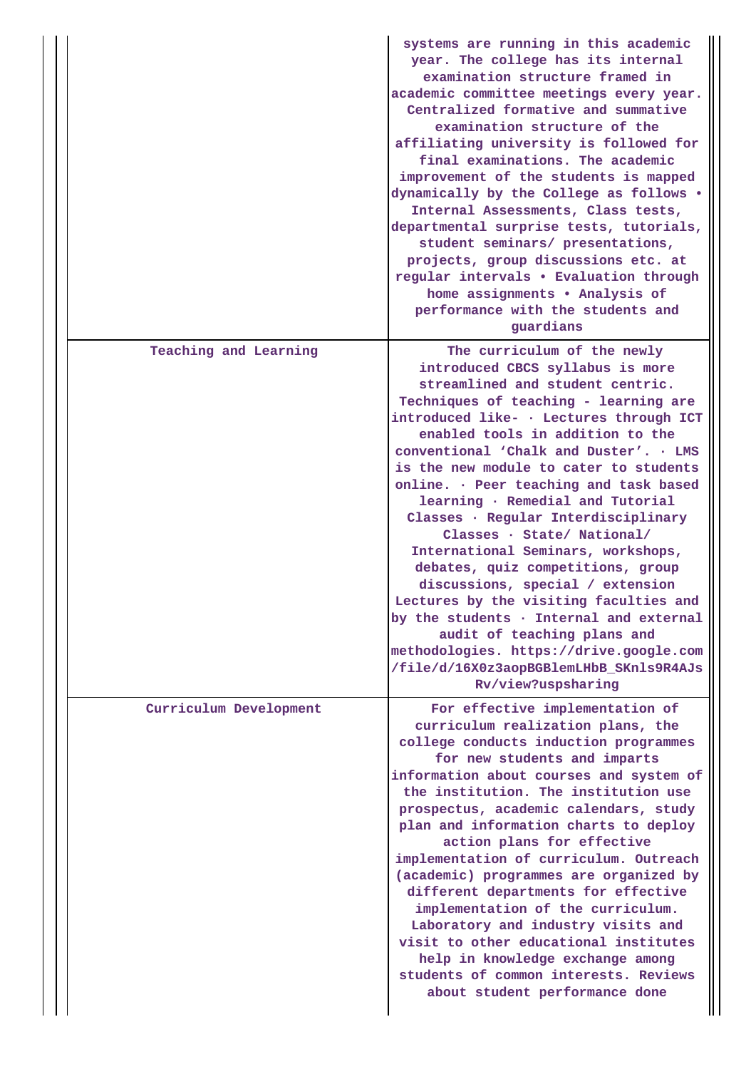| | |
|---|---|
| | systems are running in this academic year. The college has its internal examination structure framed in academic committee meetings every year. Centralized formative and summative examination structure of the affiliating university is followed for final examinations. The academic improvement of the students is mapped dynamically by the College as follows • Internal Assessments, Class tests, departmental surprise tests, tutorials, student seminars/ presentations, projects, group discussions etc. at regular intervals • Evaluation through home assignments • Analysis of performance with the students and guardians |
| Teaching and Learning | The curriculum of the newly introduced CBCS syllabus is more streamlined and student centric. Techniques of teaching - learning are introduced like- · Lectures through ICT enabled tools in addition to the conventional 'Chalk and Duster'. · LMS is the new module to cater to students online. · Peer teaching and task based learning · Remedial and Tutorial Classes · Regular Interdisciplinary Classes · State/ National/ International Seminars, workshops, debates, quiz competitions, group discussions, special / extension Lectures by the visiting faculties and by the students · Internal and external audit of teaching plans and methodologies. https://drive.google.com/file/d/16X0z3aopBGBlemLHbB_SKnls9R4AJsRv/view?uspsharing |
| Curriculum Development | For effective implementation of curriculum realization plans, the college conducts induction programmes for new students and imparts information about courses and system of the institution. The institution use prospectus, academic calendars, study plan and information charts to deploy action plans for effective implementation of curriculum. Outreach (academic) programmes are organized by different departments for effective implementation of the curriculum. Laboratory and industry visits and visit to other educational institutes help in knowledge exchange among students of common interests. Reviews about student performance done |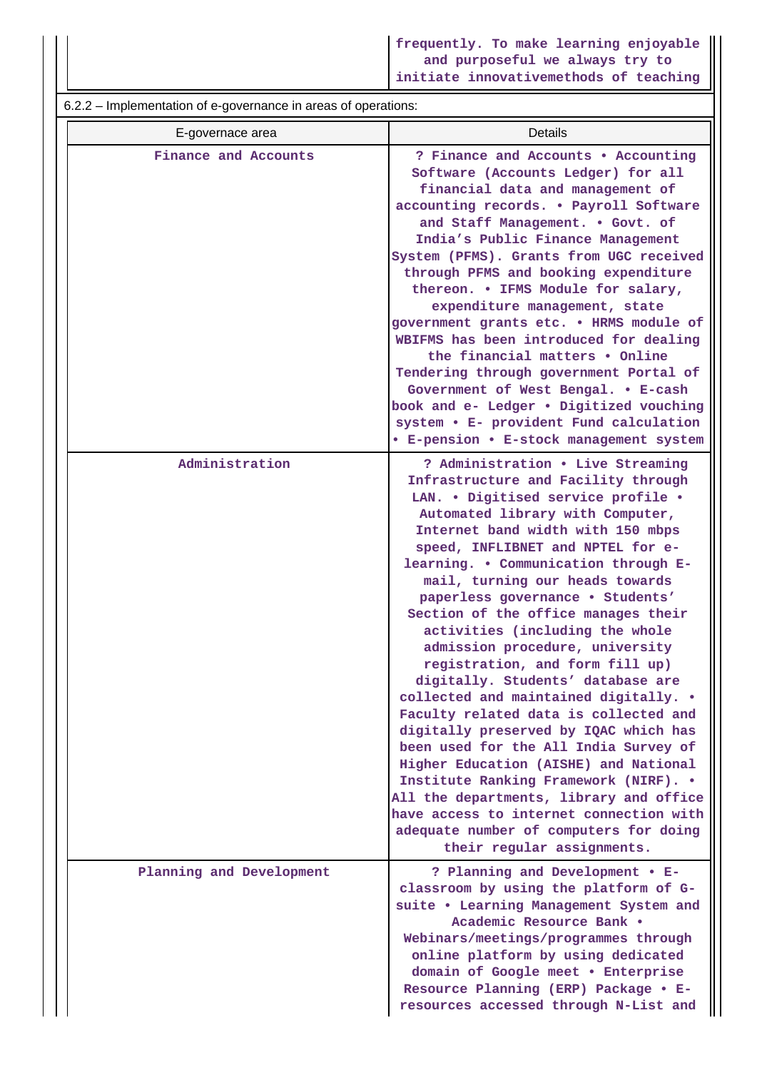| | frequently. To make learning enjoyable and purposeful we always try to initiate innovativemethods of teaching |
|---|---|

6.2.2 – Implementation of e-governance in areas of operations:

| E-governace area | Details |
|---|---|
| Finance and Accounts | ? Finance and Accounts • Accounting Software (Accounts Ledger) for all financial data and management of accounting records. • Payroll Software and Staff Management. • Govt. of India's Public Finance Management System (PFMS). Grants from UGC received through PFMS and booking expenditure thereon. • IFMS Module for salary, expenditure management, state government grants etc. • HRMS module of WBIFMS has been introduced for dealing the financial matters • Online Tendering through government Portal of Government of West Bengal. • E-cash book and e- Ledger • Digitized vouching system • E- provident Fund calculation • E-pension • E-stock management system |
| Administration | ? Administration • Live Streaming Infrastructure and Facility through LAN. • Digitised service profile • Automated library with Computer, Internet band width with 150 mbps speed, INFLIBNET and NPTEL for e-learning. • Communication through E-mail, turning our heads towards paperless governance • Students' Section of the office manages their activities (including the whole admission procedure, university registration, and form fill up) digitally. Students' database are collected and maintained digitally. • Faculty related data is collected and digitally preserved by IQAC which has been used for the All India Survey of Higher Education (AISHE) and National Institute Ranking Framework (NIRF). • All the departments, library and office have access to internet connection with adequate number of computers for doing their regular assignments. |
| Planning and Development | ? Planning and Development • E-classroom by using the platform of G-suite • Learning Management System and Academic Resource Bank • Webinars/meetings/programmes through online platform by using dedicated domain of Google meet • Enterprise Resource Planning (ERP) Package • E-resources accessed through N-List and |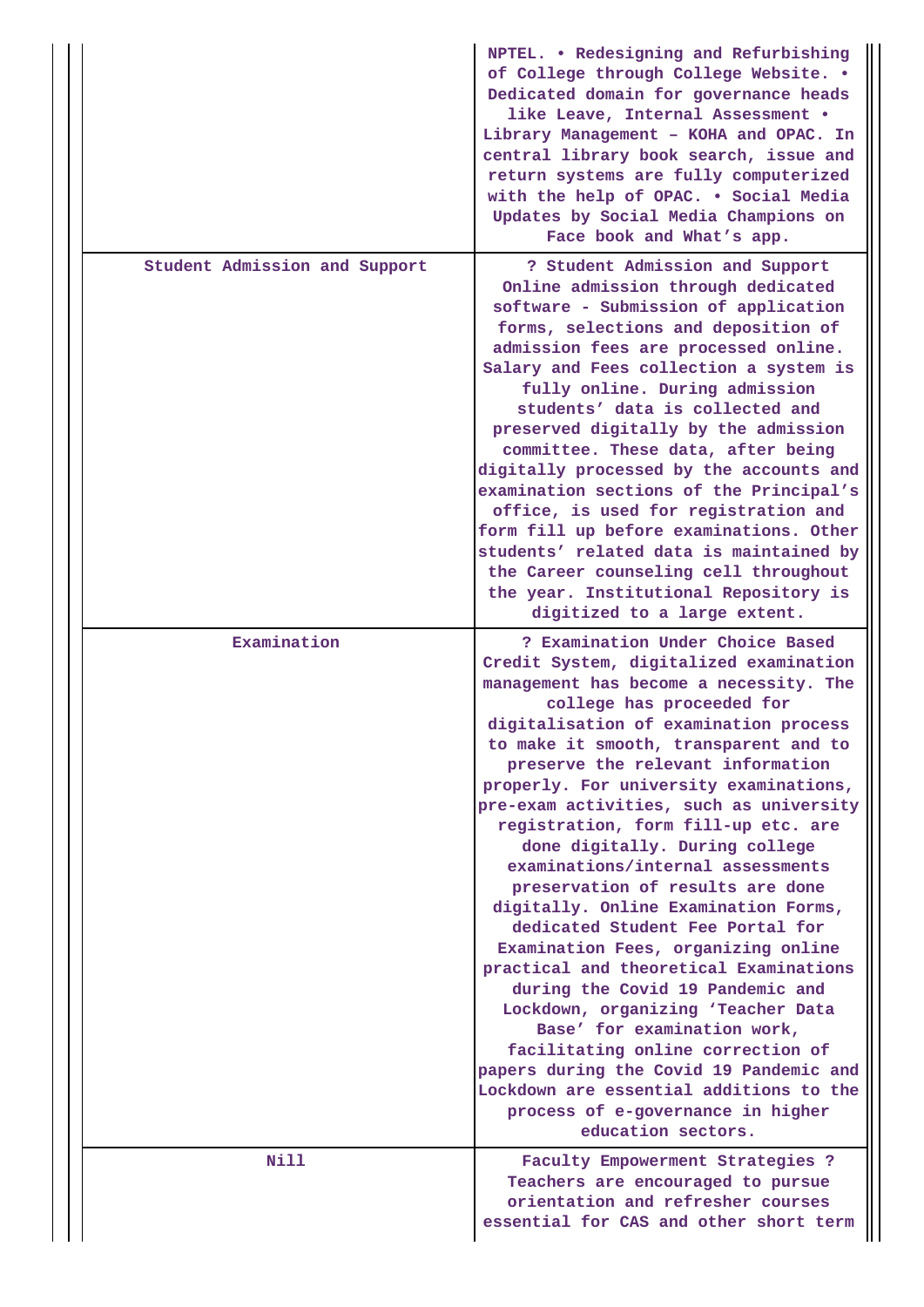| | |
|---|---|
| | NPTEL. • Redesigning and Refurbishing of College through College Website. • Dedicated domain for governance heads like Leave, Internal Assessment • Library Management – KOHA and OPAC. In central library book search, issue and return systems are fully computerized with the help of OPAC. • Social Media Updates by Social Media Champions on Face book and What's app. |
| Student Admission and Support | ? Student Admission and Support Online admission through dedicated software - Submission of application forms, selections and deposition of admission fees are processed online. Salary and Fees collection a system is fully online. During admission students' data is collected and preserved digitally by the admission committee. These data, after being digitally processed by the accounts and examination sections of the Principal's office, is used for registration and form fill up before examinations. Other students' related data is maintained by the Career counseling cell throughout the year. Institutional Repository is digitized to a large extent. |
| Examination | ? Examination Under Choice Based Credit System, digitalized examination management has become a necessity. The college has proceeded for digitalisation of examination process to make it smooth, transparent and to preserve the relevant information properly. For university examinations, pre-exam activities, such as university registration, form fill-up etc. are done digitally. During college examinations/internal assessments preservation of results are done digitally. Online Examination Forms, dedicated Student Fee Portal for Examination Fees, organizing online practical and theoretical Examinations during the Covid 19 Pandemic and Lockdown, organizing 'Teacher Data Base' for examination work, facilitating online correction of papers during the Covid 19 Pandemic and Lockdown are essential additions to the process of e-governance in higher education sectors. |
| Nill | Faculty Empowerment Strategies ? Teachers are encouraged to pursue orientation and refresher courses essential for CAS and other short term |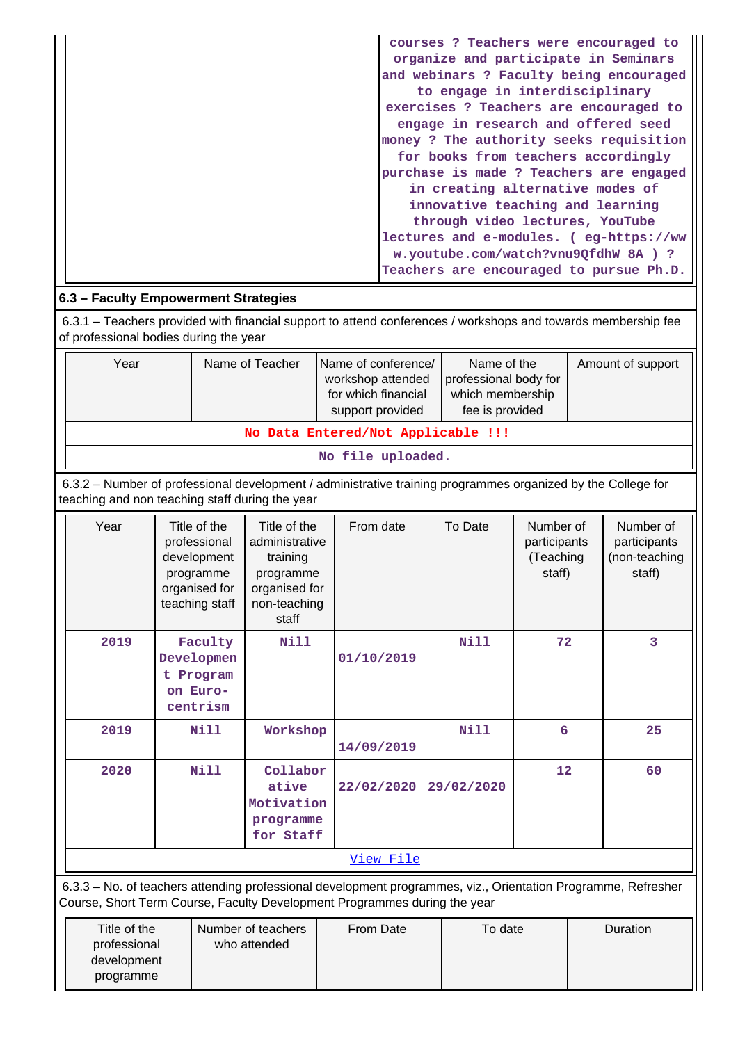| | courses ? Teachers were encouraged to organize and participate in Seminars and webinars ? Faculty being encouraged to engage in interdisciplinary exercises ? Teachers are encouraged to engage in research and offered seed money ? The authority seeks requisition for books from teachers accordingly purchase is made ? Teachers are engaged in creating alternative modes of innovative teaching and learning through video lectures, YouTube lectures and e-modules. ( eg-https://www.youtube.com/watch?vnu9QfdhW_8A ) ? Teachers are encouraged to pursue Ph.D. |
|---|---|

**6.3 – Faculty Empowerment Strategies**

6.3.1 – Teachers provided with financial support to attend conferences / workshops and towards membership fee of professional bodies during the year

| Year | Name of Teacher | Name of conference/ workshop attended for which financial support provided | Name of the professional body for which membership fee is provided | Amount of support |
|---|---|---|---|---|
| No Data Entered/Not Applicable !!! | | | | |
| No file uploaded. | | | | |

6.3.2 – Number of professional development / administrative training programmes organized by the College for teaching and non teaching staff during the year

| Year | Title of the professional development programme organised for teaching staff | Title of the administrative training programme organised for non-teaching staff | From date | To Date | Number of participants (Teaching staff) | Number of participants (non-teaching staff) |
|---|---|---|---|---|---|---|
| 2019 | Faculty Development Program on Euro-centrism | Nill | 01/10/2019 | Nill | 72 | 3 |
| 2019 | Nill | Workshop | 14/09/2019 | Nill | 6 | 25 |
| 2020 | Nill | Collaborative Motivation programme for Staff | 22/02/2020 | 29/02/2020 | 12 | 60 |
| View File | | | | | | |

6.3.3 – No. of teachers attending professional development programmes, viz., Orientation Programme, Refresher Course, Short Term Course, Faculty Development Programmes during the year

| Title of the professional development programme | Number of teachers who attended | From Date | To date | Duration |
|---|---|---|---|---|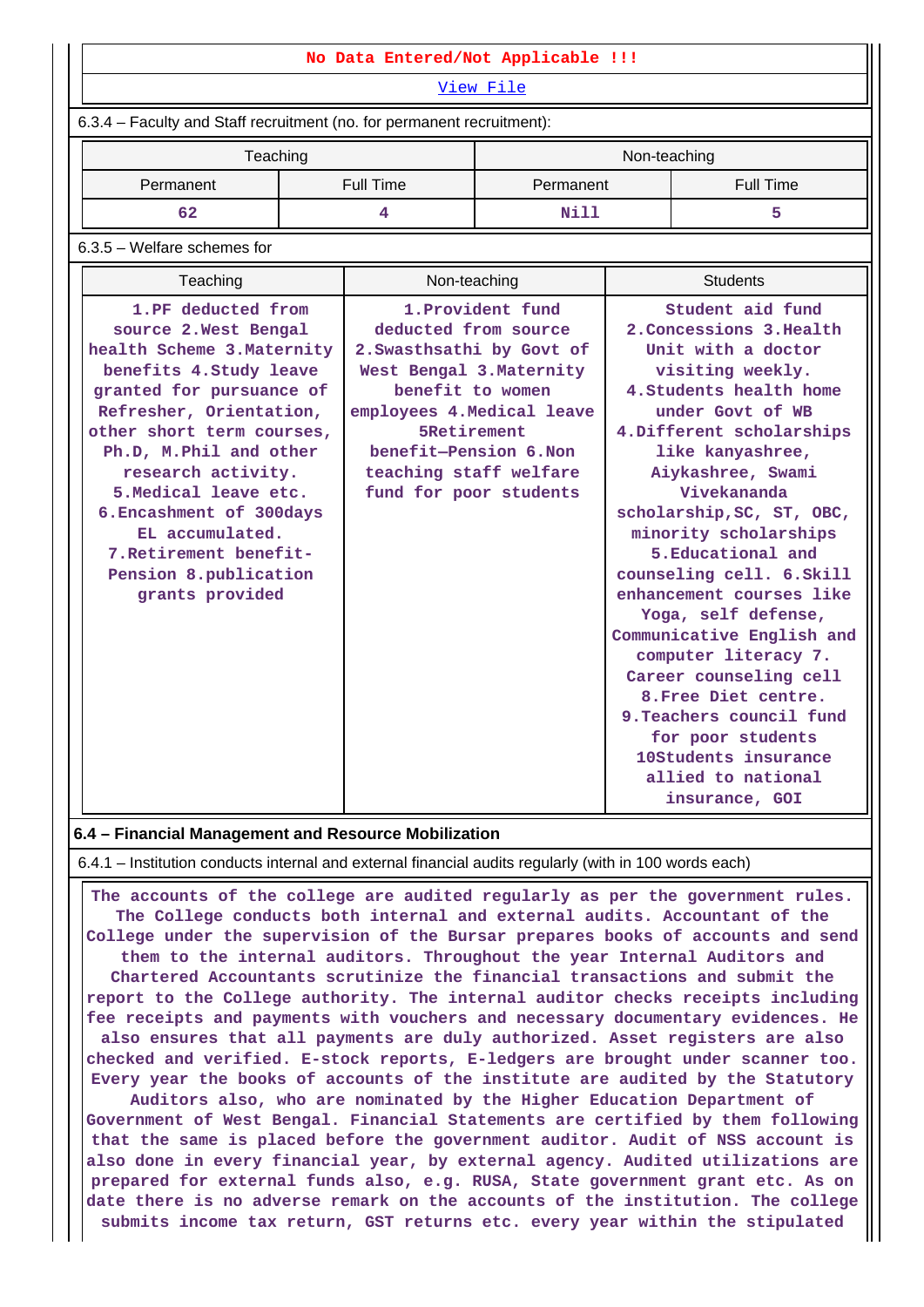No Data Entered/Not Applicable !!!

View File

6.3.4 – Faculty and Staff recruitment (no. for permanent recruitment):

| Teaching | | Non-teaching | |
|---|---|---|---|
| Permanent | Full Time | Permanent | Full Time |
| 62 | 4 | Nill | 5 |

6.3.5 – Welfare schemes for

| Teaching | Non-teaching | Students |
|---|---|---|
| 1.PF deducted from source 2.West Bengal health Scheme 3.Maternity benefits 4.Study leave granted for pursuance of Refresher, Orientation, other short term courses, Ph.D, M.Phil and other research activity. 5.Medical leave etc. 6.Encashment of 300days EL accumulated. 7.Retirement benefit-Pension 8.publication grants provided | 1.Provident fund deducted from source 2.Swasthsathi by Govt of West Bengal 3.Maternity benefit to women employees 4.Medical leave 5Retirement benefit—Pension 6.Non teaching staff welfare fund for poor students | Student aid fund 2.Concessions 3.Health Unit with a doctor visiting weekly. 4.Students health home under Govt of WB 4.Different scholarships like kanyashree, Aiykashree, Swami Vivekananda scholarship,SC, ST, OBC, minority scholarships 5.Educational and counseling cell. 6.Skill enhancement courses like Yoga, self defense, Communicative English and computer literacy 7. Career counseling cell 8.Free Diet centre. 9.Teachers council fund for poor students 10Students insurance allied to national insurance, GOI |

**6.4 – Financial Management and Resource Mobilization**

6.4.1 – Institution conducts internal and external financial audits regularly (with in 100 words each)

The accounts of the college are audited regularly as per the government rules. The College conducts both internal and external audits. Accountant of the College under the supervision of the Bursar prepares books of accounts and send them to the internal auditors. Throughout the year Internal Auditors and Chartered Accountants scrutinize the financial transactions and submit the report to the College authority. The internal auditor checks receipts including fee receipts and payments with vouchers and necessary documentary evidences. He also ensures that all payments are duly authorized. Asset registers are also checked and verified. E-stock reports, E-ledgers are brought under scanner too. Every year the books of accounts of the institute are audited by the Statutory Auditors also, who are nominated by the Higher Education Department of Government of West Bengal. Financial Statements are certified by them following that the same is placed before the government auditor. Audit of NSS account is also done in every financial year, by external agency. Audited utilizations are prepared for external funds also, e.g. RUSA, State government grant etc. As on date there is no adverse remark on the accounts of the institution. The college submits income tax return, GST returns etc. every year within the stipulated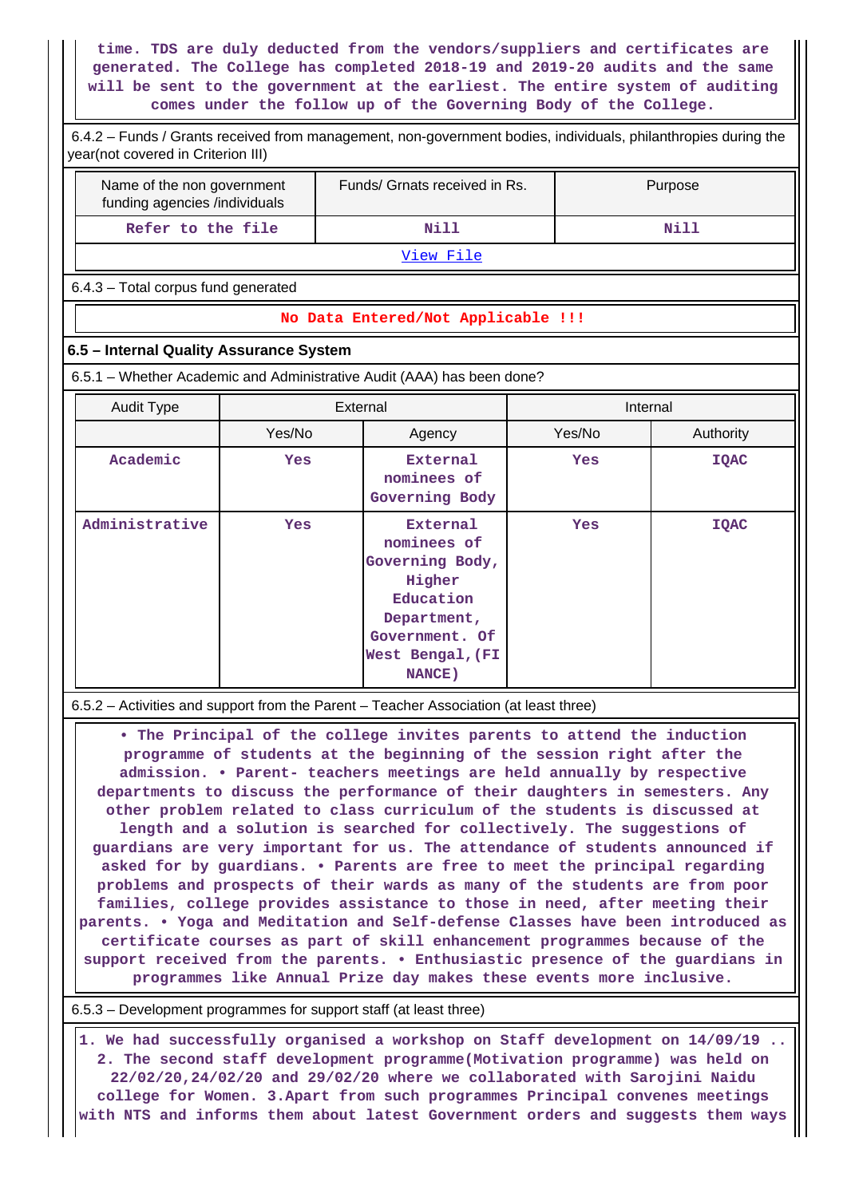time. TDS are duly deducted from the vendors/suppliers and certificates are generated. The College has completed 2018-19 and 2019-20 audits and the same will be sent to the government at the earliest. The entire system of auditing comes under the follow up of the Governing Body of the College.

6.4.2 – Funds / Grants received from management, non-government bodies, individuals, philanthropies during the year(not covered in Criterion III)

| Name of the non government funding agencies /individuals | Funds/ Grnats received in Rs. | Purpose |
|---|---|---|
| Refer to the file | Nill | Nill |
| View File | | |

6.4.3 – Total corpus fund generated

No Data Entered/Not Applicable !!!

## 6.5 – Internal Quality Assurance System

6.5.1 – Whether Academic and Administrative Audit (AAA) has been done?

| Audit Type | External | | Internal | |
|---|---|---|---|---|
| | Yes/No | Agency | Yes/No | Authority |
| Academic | Yes | External nominees of Governing Body | Yes | IQAC |
| Administrative | Yes | External nominees of Governing Body, Higher Education Department, Government. Of West Bengal,(FINANCE) | Yes | IQAC |

6.5.2 – Activities and support from the Parent – Teacher Association (at least three)

• The Principal of the college invites parents to attend the induction programme of students at the beginning of the session right after the admission. • Parent- teachers meetings are held annually by respective departments to discuss the performance of their daughters in semesters. Any other problem related to class curriculum of the students is discussed at length and a solution is searched for collectively. The suggestions of guardians are very important for us. The attendance of students announced if asked for by guardians. • Parents are free to meet the principal regarding problems and prospects of their wards as many of the students are from poor families, college provides assistance to those in need, after meeting their parents. • Yoga and Meditation and Self-defense Classes have been introduced as certificate courses as part of skill enhancement programmes because of the support received from the parents. • Enthusiastic presence of the guardians in programmes like Annual Prize day makes these events more inclusive.

6.5.3 – Development programmes for support staff (at least three)

1. We had successfully organised a workshop on Staff development on 14/09/19 .. 2. The second staff development programme(Motivation programme) was held on 22/02/20,24/02/20 and 29/02/20 where we collaborated with Sarojini Naidu college for Women. 3.Apart from such programmes Principal convenes meetings with NTS and informs them about latest Government orders and suggests them ways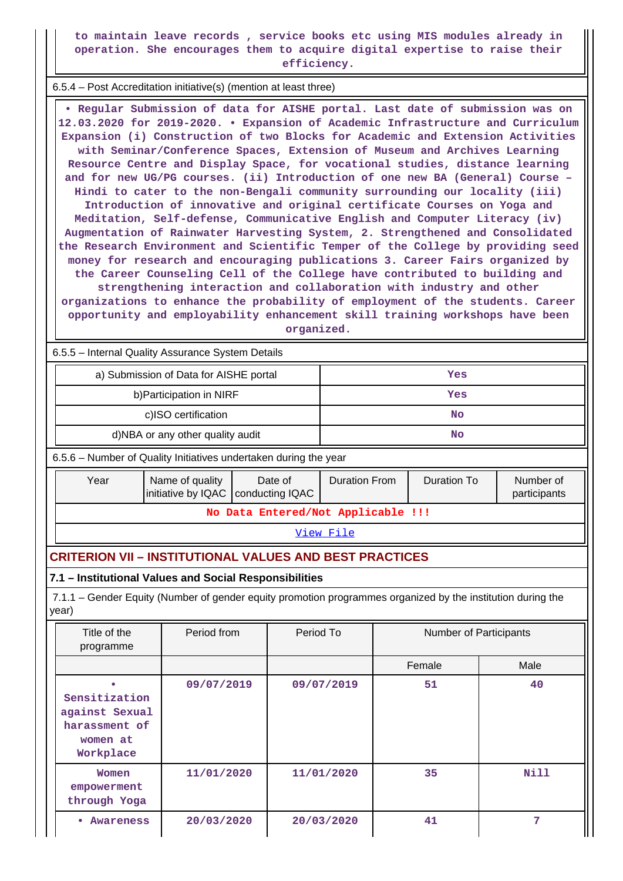to maintain leave records , service books etc using MIS modules already in operation. She encourages them to acquire digital expertise to raise their efficiency.

6.5.4 – Post Accreditation initiative(s) (mention at least three)

• Regular Submission of data for AISHE portal. Last date of submission was on 12.03.2020 for 2019-2020. • Expansion of Academic Infrastructure and Curriculum Expansion (i) Construction of two Blocks for Academic and Extension Activities with Seminar/Conference Spaces, Extension of Museum and Archives Learning Resource Centre and Display Space, for vocational studies, distance learning and for new UG/PG courses. (ii) Introduction of one new BA (General) Course – Hindi to cater to the non-Bengali community surrounding our locality (iii) Introduction of innovative and original certificate Courses on Yoga and Meditation, Self-defense, Communicative English and Computer Literacy (iv) Augmentation of Rainwater Harvesting System, 2. Strengthened and Consolidated the Research Environment and Scientific Temper of the College by providing seed money for research and encouraging publications 3. Career Fairs organized by the Career Counseling Cell of the College have contributed to building and strengthening interaction and collaboration with industry and other organizations to enhance the probability of employment of the students. Career opportunity and employability enhancement skill training workshops have been organized.

6.5.5 – Internal Quality Assurance System Details

| | |
|---|---|
| a) Submission of Data for AISHE portal | Yes |
| b)Participation in NIRF | Yes |
| c)ISO certification | No |
| d)NBA or any other quality audit | No |

6.5.6 – Number of Quality Initiatives undertaken during the year

| Year | Name of quality initiative by IQAC | Date of conducting IQAC | Duration From | Duration To | Number of participants |
|---|---|---|---|---|---|
| No Data Entered/Not Applicable !!! | | | | | |

View File

## CRITERION VII – INSTITUTIONAL VALUES AND BEST PRACTICES

### 7.1 – Institutional Values and Social Responsibilities

7.1.1 – Gender Equity (Number of gender equity promotion programmes organized by the institution during the year)

| Title of the programme | Period from | Period To | Number of Participants | |
|---|---|---|---|---|
| | | | Female | Male |
| • Sensitization against Sexual harassment of women at Workplace | 09/07/2019 | 09/07/2019 | 51 | 40 |
| Women empowerment through Yoga | 11/01/2020 | 11/01/2020 | 35 | Nill |
| • Awareness | 20/03/2020 | 20/03/2020 | 41 | 7 |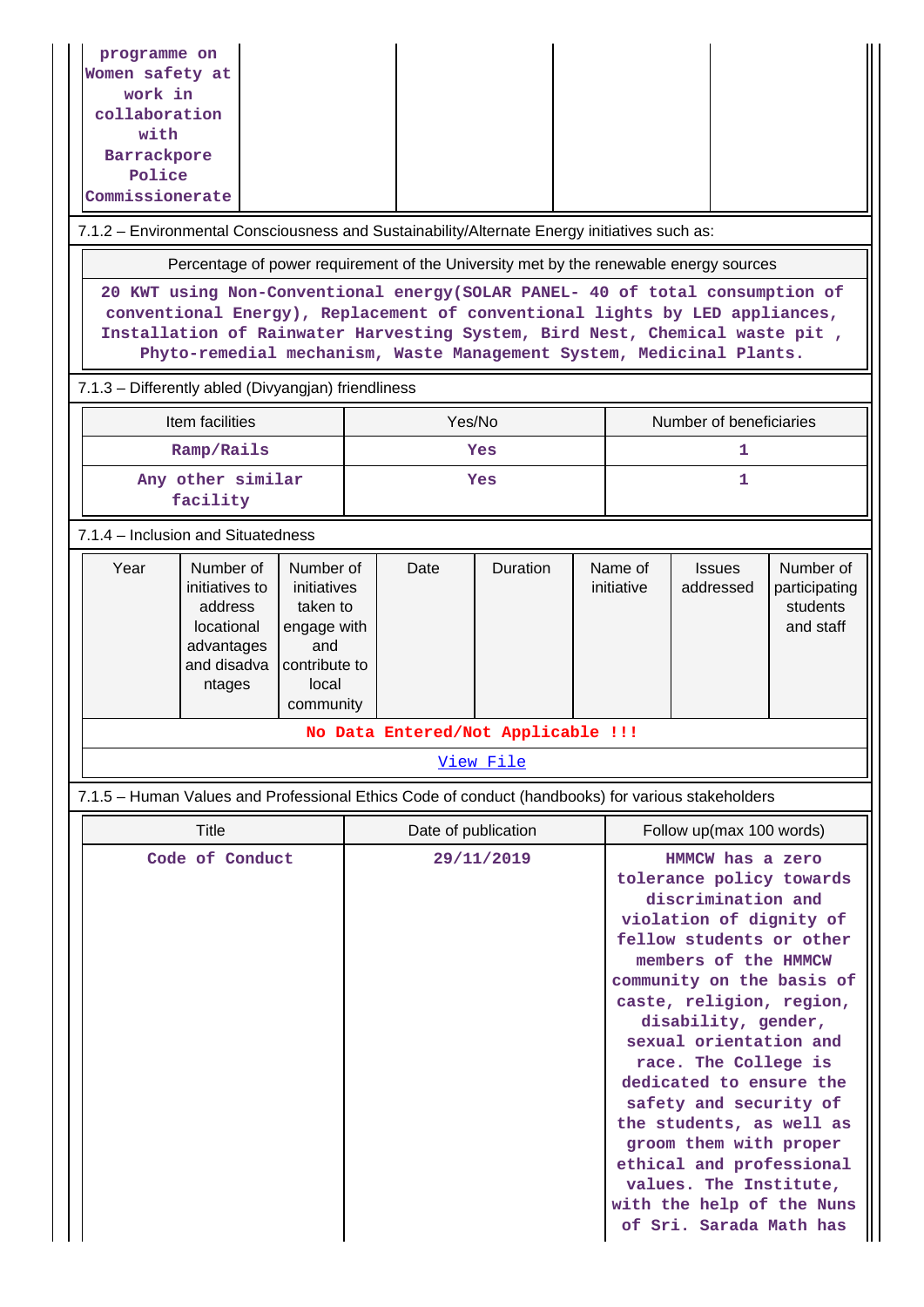| programme on Women safety at work in collaboration with Barrackpore Police Commissionerate | | | | |
|---|---|---|---|---|

7.1.2 – Environmental Consciousness and Sustainability/Alternate Energy initiatives such as:

| Percentage of power requirement of the University met by the renewable energy sources |
|---|
| 20 KWT using Non-Conventional energy(SOLAR PANEL- 40 of total consumption of conventional Energy), Replacement of conventional lights by LED appliances, Installation of Rainwater Harvesting System, Bird Nest, Chemical waste pit , Phyto-remedial mechanism, Waste Management System, Medicinal Plants. |

7.1.3 – Differently abled (Divyangjan) friendliness

| Item facilities | Yes/No | Number of beneficiaries |
|---|---|---|
| Ramp/Rails | Yes | 1 |
| Any other similar facility | Yes | 1 |

7.1.4 – Inclusion and Situatedness

| Year | Number of initiatives to address locational advantages and disadvantages | Number of initiatives taken to engage with and contribute to local community | Date | Duration | Name of initiative | Issues addressed | Number of participating students and staff |
|---|---|---|---|---|---|---|---|
| No Data Entered/Not Applicable !!! | | | | | | | |
| View File | | | | | | | |

7.1.5 – Human Values and Professional Ethics Code of conduct (handbooks) for various stakeholders

| Title | Date of publication | Follow up(max 100 words) |
|---|---|---|
| Code of Conduct | 29/11/2019 | HMMCW has a zero tolerance policy towards discrimination and violation of dignity of fellow students or other members of the HMMCW community on the basis of caste, religion, region, disability, gender, sexual orientation and race. The College is dedicated to ensure the safety and security of the students, as well as groom them with proper ethical and professional values. The Institute, with the help of the Nuns of Sri. Sarada Math has |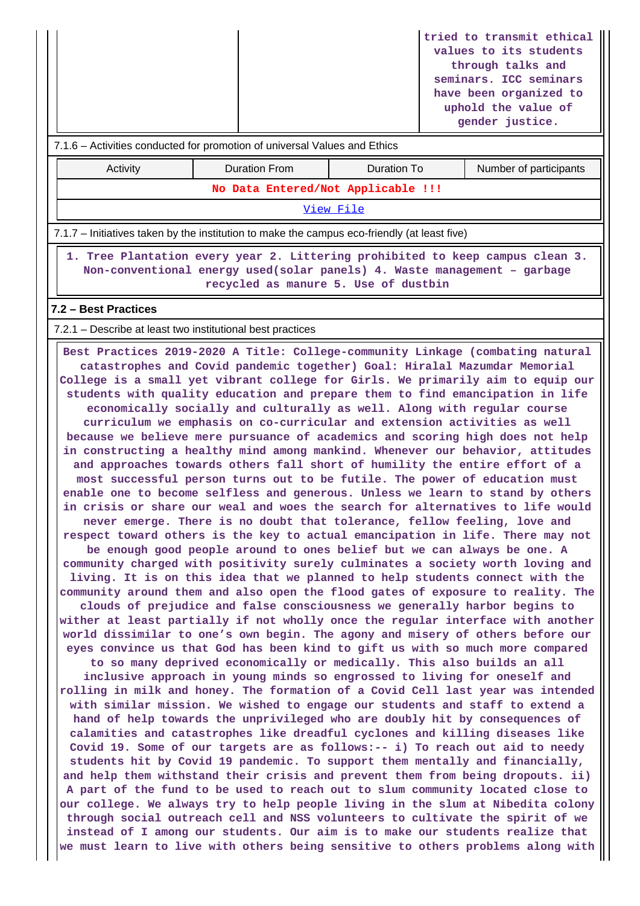| | | tried to transmit ethical values to its students through talks and seminars. ICC seminars have been organized to uphold the value of gender justice. |
|---|---|---|

7.1.6 – Activities conducted for promotion of universal Values and Ethics

| Activity | Duration From | Duration To | Number of participants |
|---|---|---|---|
| No Data Entered/Not Applicable !!! | | | |

View File

7.1.7 – Initiatives taken by the institution to make the campus eco-friendly (at least five)

1. Tree Plantation every year 2. Littering prohibited to keep campus clean 3. Non-conventional energy used(solar panels) 4. Waste management – garbage recycled as manure 5. Use of dustbin

**7.2 – Best Practices**

7.2.1 – Describe at least two institutional best practices

Best Practices 2019-2020 A Title: College-community Linkage (combating natural catastrophes and Covid pandemic together) Goal: Hiralal Mazumdar Memorial College is a small yet vibrant college for Girls. We primarily aim to equip our students with quality education and prepare them to find emancipation in life economically socially and culturally as well. Along with regular course curriculum we emphasis on co-curricular and extension activities as well because we believe mere pursuance of academics and scoring high does not help in constructing a healthy mind among mankind. Whenever our behavior, attitudes and approaches towards others fall short of humility the entire effort of a most successful person turns out to be futile. The power of education must enable one to become selfless and generous. Unless we learn to stand by others in crisis or share our weal and woes the search for alternatives to life would never emerge. There is no doubt that tolerance, fellow feeling, love and respect toward others is the key to actual emancipation in life. There may not be enough good people around to ones belief but we can always be one. A community charged with positivity surely culminates a society worth loving and living. It is on this idea that we planned to help students connect with the community around them and also open the flood gates of exposure to reality. The clouds of prejudice and false consciousness we generally harbor begins to wither at least partially if not wholly once the regular interface with another world dissimilar to one’s own begin. The agony and misery of others before our eyes convince us that God has been kind to gift us with so much more compared to so many deprived economically or medically. This also builds an all inclusive approach in young minds so engrossed to living for oneself and rolling in milk and honey. The formation of a Covid Cell last year was intended with similar mission. We wished to engage our students and staff to extend a hand of help towards the unprivileged who are doubly hit by consequences of calamities and catastrophes like dreadful cyclones and killing diseases like Covid 19. Some of our targets are as follows:-- i) To reach out aid to needy students hit by Covid 19 pandemic. To support them mentally and financially, and help them withstand their crisis and prevent them from being dropouts. ii) A part of the fund to be used to reach out to slum community located close to our college. We always try to help people living in the slum at Nibedita colony through social outreach cell and NSS volunteers to cultivate the spirit of we instead of I among our students. Our aim is to make our students realize that we must learn to live with others being sensitive to others problems along with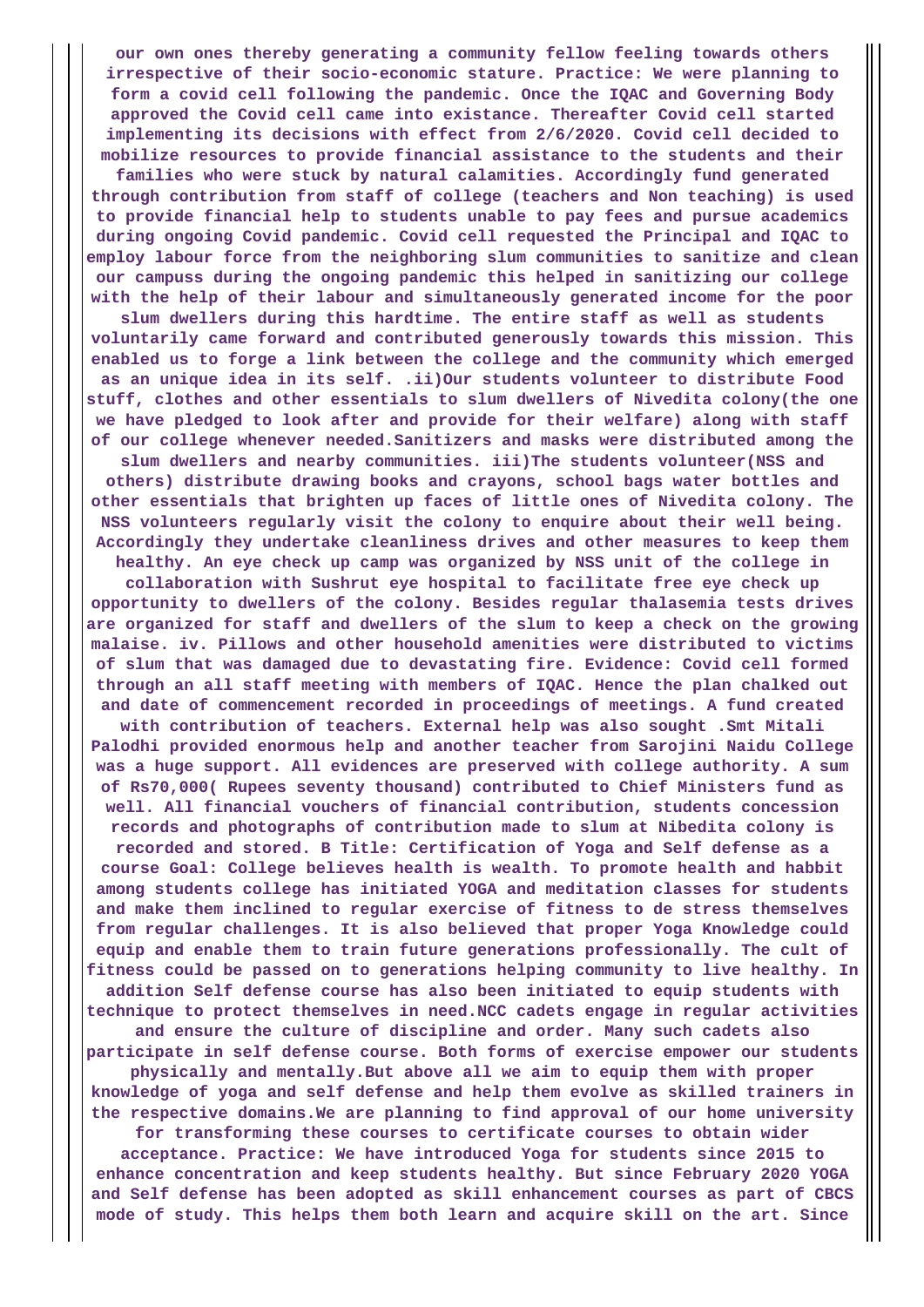our own ones thereby generating a community fellow feeling towards others irrespective of their socio-economic stature. Practice: We were planning to form a covid cell following the pandemic. Once the IQAC and Governing Body approved the Covid cell came into existance. Thereafter Covid cell started implementing its decisions with effect from 2/6/2020. Covid cell decided to mobilize resources to provide financial assistance to the students and their families who were stuck by natural calamities. Accordingly fund generated through contribution from staff of college (teachers and Non teaching) is used to provide financial help to students unable to pay fees and pursue academics during ongoing Covid pandemic. Covid cell requested the Principal and IQAC to employ labour force from the neighboring slum communities to sanitize and clean our campuss during the ongoing pandemic this helped in sanitizing our college with the help of their labour and simultaneously generated income for the poor slum dwellers during this hardtime. The entire staff as well as students voluntarily came forward and contributed generously towards this mission. This enabled us to forge a link between the college and the community which emerged as an unique idea in its self. .ii)Our students volunteer to distribute Food stuff, clothes and other essentials to slum dwellers of Nivedita colony(the one we have pledged to look after and provide for their welfare) along with staff of our college whenever needed.Sanitizers and masks were distributed among the slum dwellers and nearby communities. iii)The students volunteer(NSS and others) distribute drawing books and crayons, school bags water bottles and other essentials that brighten up faces of little ones of Nivedita colony. The NSS volunteers regularly visit the colony to enquire about their well being. Accordingly they undertake cleanliness drives and other measures to keep them healthy. An eye check up camp was organized by NSS unit of the college in collaboration with Sushrut eye hospital to facilitate free eye check up opportunity to dwellers of the colony. Besides regular thalasemia tests drives are organized for staff and dwellers of the slum to keep a check on the growing malaise. iv. Pillows and other household amenities were distributed to victims of slum that was damaged due to devastating fire. Evidence: Covid cell formed through an all staff meeting with members of IQAC. Hence the plan chalked out and date of commencement recorded in proceedings of meetings. A fund created with contribution of teachers. External help was also sought .Smt Mitali Palodhi provided enormous help and another teacher from Sarojini Naidu College was a huge support. All evidences are preserved with college authority. A sum of Rs70,000( Rupees seventy thousand) contributed to Chief Ministers fund as well. All financial vouchers of financial contribution, students concession records and photographs of contribution made to slum at Nibedita colony is recorded and stored. B Title: Certification of Yoga and Self defense as a course Goal: College believes health is wealth. To promote health and habbit among students college has initiated YOGA and meditation classes for students and make them inclined to regular exercise of fitness to de stress themselves from regular challenges. It is also believed that proper Yoga Knowledge could equip and enable them to train future generations professionally. The cult of fitness could be passed on to generations helping community to live healthy. In addition Self defense course has also been initiated to equip students with technique to protect themselves in need.NCC cadets engage in regular activities and ensure the culture of discipline and order. Many such cadets also participate in self defense course. Both forms of exercise empower our students physically and mentally.But above all we aim to equip them with proper knowledge of yoga and self defense and help them evolve as skilled trainers in the respective domains.We are planning to find approval of our home university for transforming these courses to certificate courses to obtain wider acceptance. Practice: We have introduced Yoga for students since 2015 to enhance concentration and keep students healthy. But since February 2020 YOGA and Self defense has been adopted as skill enhancement courses as part of CBCS mode of study. This helps them both learn and acquire skill on the art. Since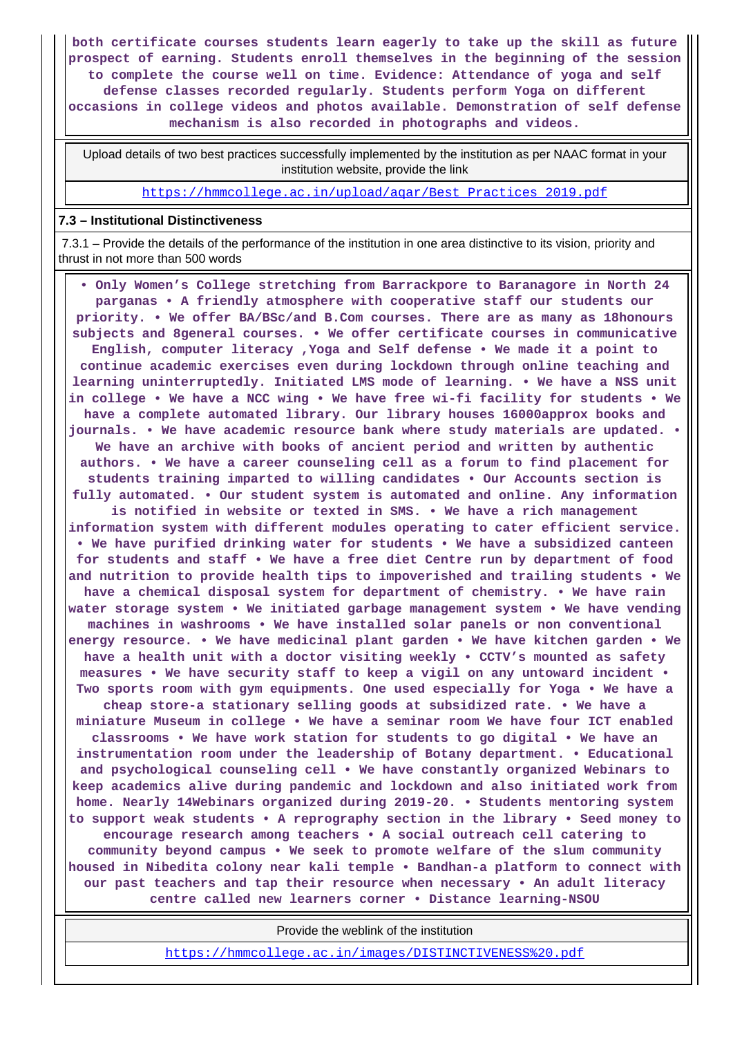both certificate courses students learn eagerly to take up the skill as future prospect of earning. Students enroll themselves in the beginning of the session to complete the course well on time. Evidence: Attendance of yoga and self defense classes recorded regularly. Students perform Yoga on different occasions in college videos and photos available. Demonstration of self defense mechanism is also recorded in photographs and videos.

| Upload details of two best practices successfully implemented by the institution as per NAAC format in your institution website, provide the link |
|---|
| https://hmmcollege.ac.in/upload/aqar/Best_Practices_2019.pdf |

### 7.3 – Institutional Distinctiveness

7.3.1 – Provide the details of the performance of the institution in one area distinctive to its vision, priority and thrust in not more than 500 words

• Only Women's College stretching from Barrackpore to Baranagore in North 24 parganas • A friendly atmosphere with cooperative staff our students our priority. • We offer BA/BSc/and B.Com courses. There are as many as 18honours subjects and 8general courses. • We offer certificate courses in communicative English, computer literacy ,Yoga and Self defense • We made it a point to continue academic exercises even during lockdown through online teaching and learning uninterruptedly. Initiated LMS mode of learning. • We have a NSS unit in college • We have a NCC wing • We have free wi-fi facility for students • We have a complete automated library. Our library houses 16000approx books and journals. • We have academic resource bank where study materials are updated. • We have an archive with books of ancient period and written by authentic authors. • We have a career counseling cell as a forum to find placement for students training imparted to willing candidates • Our Accounts section is fully automated. • Our student system is automated and online. Any information is notified in website or texted in SMS. • We have a rich management information system with different modules operating to cater efficient service. • We have purified drinking water for students • We have a subsidized canteen for students and staff • We have a free diet Centre run by department of food and nutrition to provide health tips to impoverished and trailing students • We have a chemical disposal system for department of chemistry. • We have rain water storage system • We initiated garbage management system • We have vending machines in washrooms • We have installed solar panels or non conventional energy resource. • We have medicinal plant garden • We have kitchen garden • We have a health unit with a doctor visiting weekly • CCTV's mounted as safety measures • We have security staff to keep a vigil on any untoward incident • Two sports room with gym equipments. One used especially for Yoga • We have a cheap store-a stationary selling goods at subsidized rate. • We have a miniature Museum in college • We have a seminar room We have four ICT enabled classrooms • We have work station for students to go digital • We have an instrumentation room under the leadership of Botany department. • Educational and psychological counseling cell • We have constantly organized Webinars to keep academics alive during pandemic and lockdown and also initiated work from home. Nearly 14Webinars organized during 2019-20. • Students mentoring system to support weak students • A reprography section in the library • Seed money to encourage research among teachers • A social outreach cell catering to community beyond campus • We seek to promote welfare of the slum community housed in Nibedita colony near kali temple • Bandhan-a platform to connect with our past teachers and tap their resource when necessary • An adult literacy centre called new learners corner • Distance learning-NSOU

| Provide the weblink of the institution |
|---|
| https://hmmcollege.ac.in/images/DISTINCTIVENESS%20.pdf |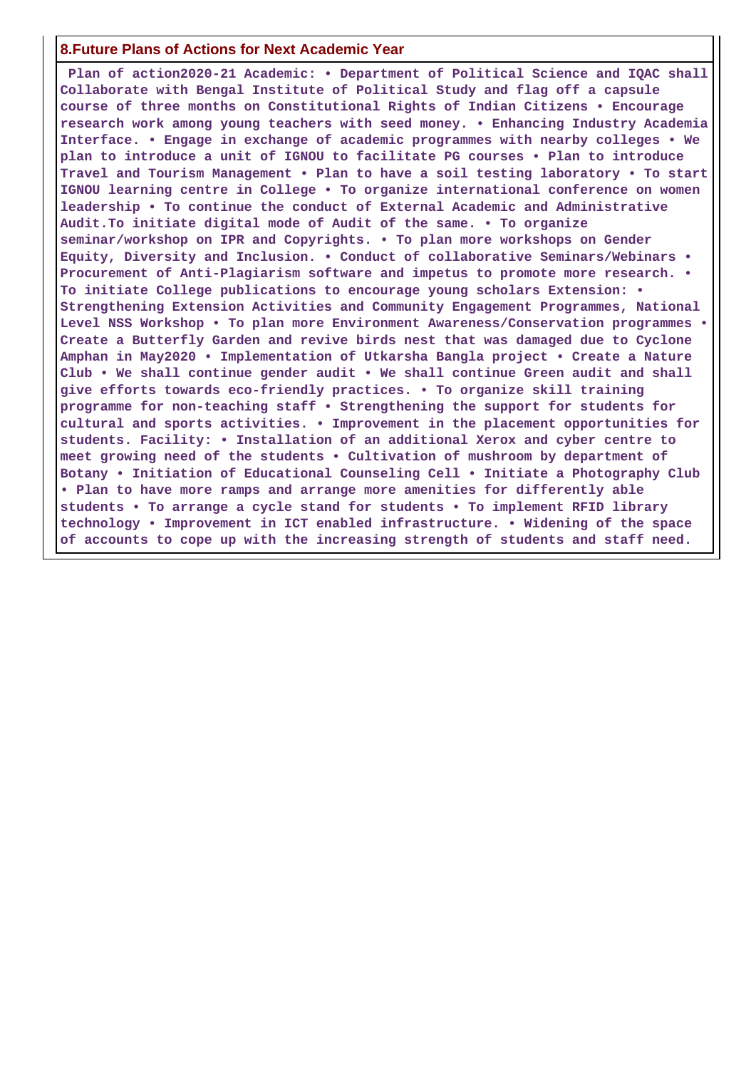## 8.Future Plans of Actions for Next Academic Year

**Plan of action2020-21 Academic: • Department of Political Science and IQAC shall Collaborate with Bengal Institute of Political Study and flag off a capsule course of three months on Constitutional Rights of Indian Citizens • Encourage research work among young teachers with seed money. • Enhancing Industry Academia Interface. • Engage in exchange of academic programmes with nearby colleges • We plan to introduce a unit of IGNOU to facilitate PG courses • Plan to introduce Travel and Tourism Management • Plan to have a soil testing laboratory • To start IGNOU learning centre in College • To organize international conference on women leadership • To continue the conduct of External Academic and Administrative Audit.To initiate digital mode of Audit of the same. • To organize seminar/workshop on IPR and Copyrights. • To plan more workshops on Gender Equity, Diversity and Inclusion. • Conduct of collaborative Seminars/Webinars • Procurement of Anti-Plagiarism software and impetus to promote more research. • To initiate College publications to encourage young scholars Extension: • Strengthening Extension Activities and Community Engagement Programmes, National Level NSS Workshop • To plan more Environment Awareness/Conservation programmes • Create a Butterfly Garden and revive birds nest that was damaged due to Cyclone Amphan in May2020 • Implementation of Utkarsha Bangla project • Create a Nature Club • We shall continue gender audit • We shall continue Green audit and shall give efforts towards eco-friendly practices. • To organize skill training programme for non-teaching staff • Strengthening the support for students for cultural and sports activities. • Improvement in the placement opportunities for students. Facility: • Installation of an additional Xerox and cyber centre to meet growing need of the students • Cultivation of mushroom by department of Botany • Initiation of Educational Counseling Cell • Initiate a Photography Club • Plan to have more ramps and arrange more amenities for differently able students • To arrange a cycle stand for students • To implement RFID library technology • Improvement in ICT enabled infrastructure. • Widening of the space of accounts to cope up with the increasing strength of students and staff need.**